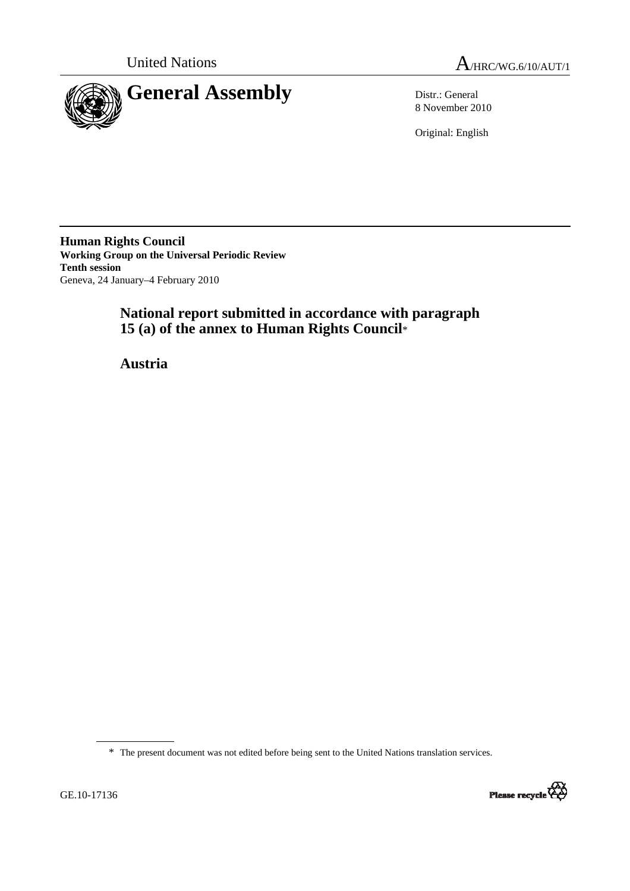United Nations

A/HRC/WG.6/10/AUT/1

# General Assembly

Distr.: General
8 November 2010

Original: English

**Human Rights Council**
**Working Group on the Universal Periodic Review**
**Tenth session**
Geneva, 24 January–4 February 2010

## National report submitted in accordance with paragraph 15 (a) of the annex to Human Rights Council*

## Austria

\* The present document was not edited before being sent to the United Nations translation services.

GE.10-17136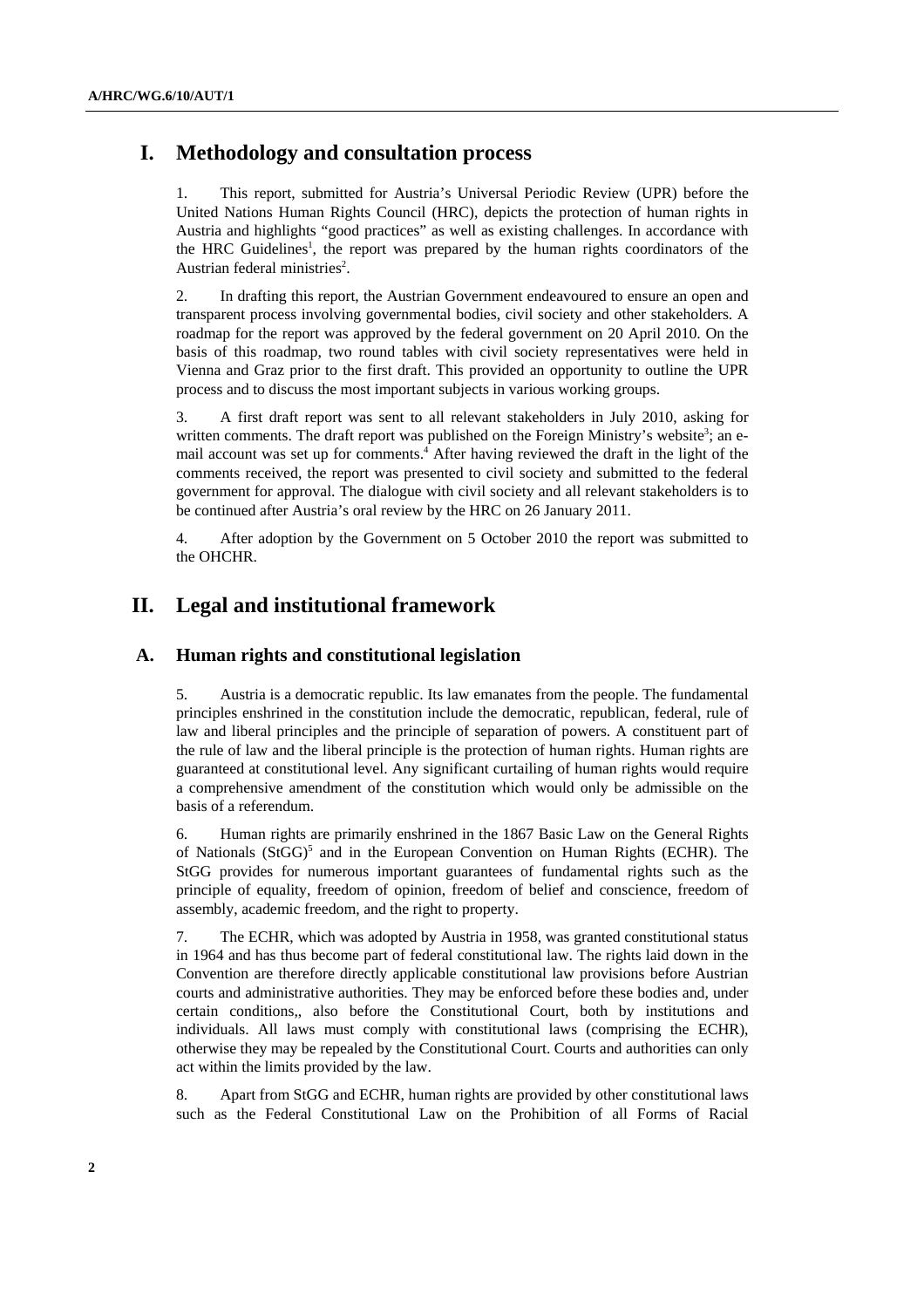# I. Methodology and consultation process

1. This report, submitted for Austria's Universal Periodic Review (UPR) before the United Nations Human Rights Council (HRC), depicts the protection of human rights in Austria and highlights "good practices" as well as existing challenges. In accordance with the HRC Guidelines[1], the report was prepared by the human rights coordinators of the Austrian federal ministries[2].

2. In drafting this report, the Austrian Government endeavoured to ensure an open and transparent process involving governmental bodies, civil society and other stakeholders. A roadmap for the report was approved by the federal government on 20 April 2010. On the basis of this roadmap, two round tables with civil society representatives were held in Vienna and Graz prior to the first draft. This provided an opportunity to outline the UPR process and to discuss the most important subjects in various working groups.

3. A first draft report was sent to all relevant stakeholders in July 2010, asking for written comments. The draft report was published on the Foreign Ministry's website[3]; an e-mail account was set up for comments.[4] After having reviewed the draft in the light of the comments received, the report was presented to civil society and submitted to the federal government for approval. The dialogue with civil society and all relevant stakeholders is to be continued after Austria's oral review by the HRC on 26 January 2011.

4. After adoption by the Government on 5 October 2010 the report was submitted to the OHCHR.

# II. Legal and institutional framework

## A. Human rights and constitutional legislation

5. Austria is a democratic republic. Its law emanates from the people. The fundamental principles enshrined in the constitution include the democratic, republican, federal, rule of law and liberal principles and the principle of separation of powers. A constituent part of the rule of law and the liberal principle is the protection of human rights. Human rights are guaranteed at constitutional level. Any significant curtailing of human rights would require a comprehensive amendment of the constitution which would only be admissible on the basis of a referendum.

6. Human rights are primarily enshrined in the 1867 Basic Law on the General Rights of Nationals (StGG)[5] and in the European Convention on Human Rights (ECHR). The StGG provides for numerous important guarantees of fundamental rights such as the principle of equality, freedom of opinion, freedom of belief and conscience, freedom of assembly, academic freedom, and the right to property.

7. The ECHR, which was adopted by Austria in 1958, was granted constitutional status in 1964 and has thus become part of federal constitutional law. The rights laid down in the Convention are therefore directly applicable constitutional law provisions before Austrian courts and administrative authorities. They may be enforced before these bodies and, under certain conditions,, also before the Constitutional Court, both by institutions and individuals. All laws must comply with constitutional laws (comprising the ECHR), otherwise they may be repealed by the Constitutional Court. Courts and authorities can only act within the limits provided by the law.

8. Apart from StGG and ECHR, human rights are provided by other constitutional laws such as the Federal Constitutional Law on the Prohibition of all Forms of Racial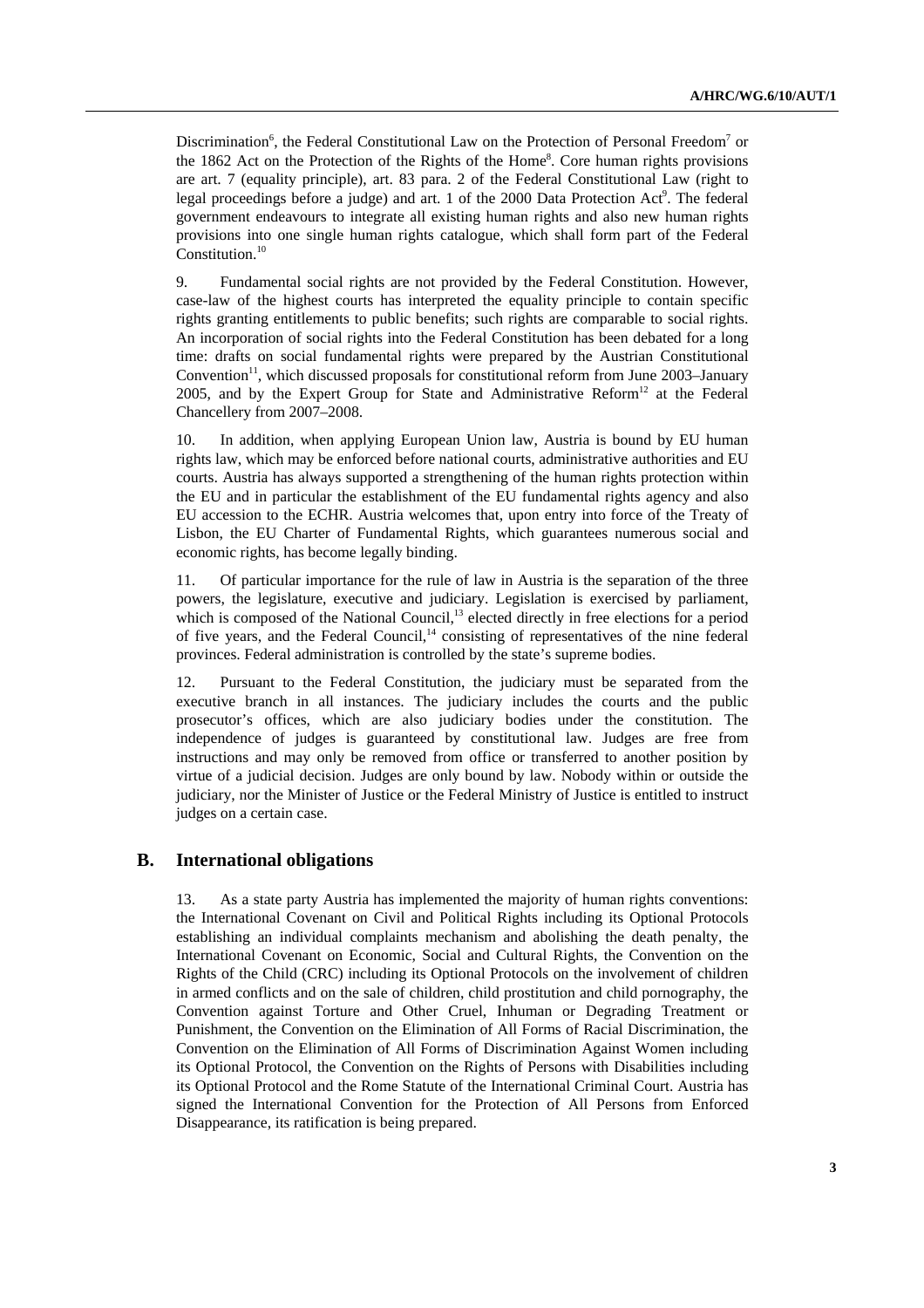Discrimination[6], the Federal Constitutional Law on the Protection of Personal Freedom[7] or the 1862 Act on the Protection of the Rights of the Home[8]. Core human rights provisions are art. 7 (equality principle), art. 83 para. 2 of the Federal Constitutional Law (right to legal proceedings before a judge) and art. 1 of the 2000 Data Protection Act[9]. The federal government endeavours to integrate all existing human rights and also new human rights provisions into one single human rights catalogue, which shall form part of the Federal Constitution.[10]

9. Fundamental social rights are not provided by the Federal Constitution. However, case-law of the highest courts has interpreted the equality principle to contain specific rights granting entitlements to public benefits; such rights are comparable to social rights. An incorporation of social rights into the Federal Constitution has been debated for a long time: drafts on social fundamental rights were prepared by the Austrian Constitutional Convention[11], which discussed proposals for constitutional reform from June 2003–January 2005, and by the Expert Group for State and Administrative Reform[12] at the Federal Chancellery from 2007–2008.

10. In addition, when applying European Union law, Austria is bound by EU human rights law, which may be enforced before national courts, administrative authorities and EU courts. Austria has always supported a strengthening of the human rights protection within the EU and in particular the establishment of the EU fundamental rights agency and also EU accession to the ECHR. Austria welcomes that, upon entry into force of the Treaty of Lisbon, the EU Charter of Fundamental Rights, which guarantees numerous social and economic rights, has become legally binding.

11. Of particular importance for the rule of law in Austria is the separation of the three powers, the legislature, executive and judiciary. Legislation is exercised by parliament, which is composed of the National Council,[13] elected directly in free elections for a period of five years, and the Federal Council,[14] consisting of representatives of the nine federal provinces. Federal administration is controlled by the state's supreme bodies.

12. Pursuant to the Federal Constitution, the judiciary must be separated from the executive branch in all instances. The judiciary includes the courts and the public prosecutor's offices, which are also judiciary bodies under the constitution. The independence of judges is guaranteed by constitutional law. Judges are free from instructions and may only be removed from office or transferred to another position by virtue of a judicial decision. Judges are only bound by law. Nobody within or outside the judiciary, nor the Minister of Justice or the Federal Ministry of Justice is entitled to instruct judges on a certain case.

## B. International obligations

13. As a state party Austria has implemented the majority of human rights conventions: the International Covenant on Civil and Political Rights including its Optional Protocols establishing an individual complaints mechanism and abolishing the death penalty, the International Covenant on Economic, Social and Cultural Rights, the Convention on the Rights of the Child (CRC) including its Optional Protocols on the involvement of children in armed conflicts and on the sale of children, child prostitution and child pornography, the Convention against Torture and Other Cruel, Inhuman or Degrading Treatment or Punishment, the Convention on the Elimination of All Forms of Racial Discrimination, the Convention on the Elimination of All Forms of Discrimination Against Women including its Optional Protocol, the Convention on the Rights of Persons with Disabilities including its Optional Protocol and the Rome Statute of the International Criminal Court. Austria has signed the International Convention for the Protection of All Persons from Enforced Disappearance, its ratification is being prepared.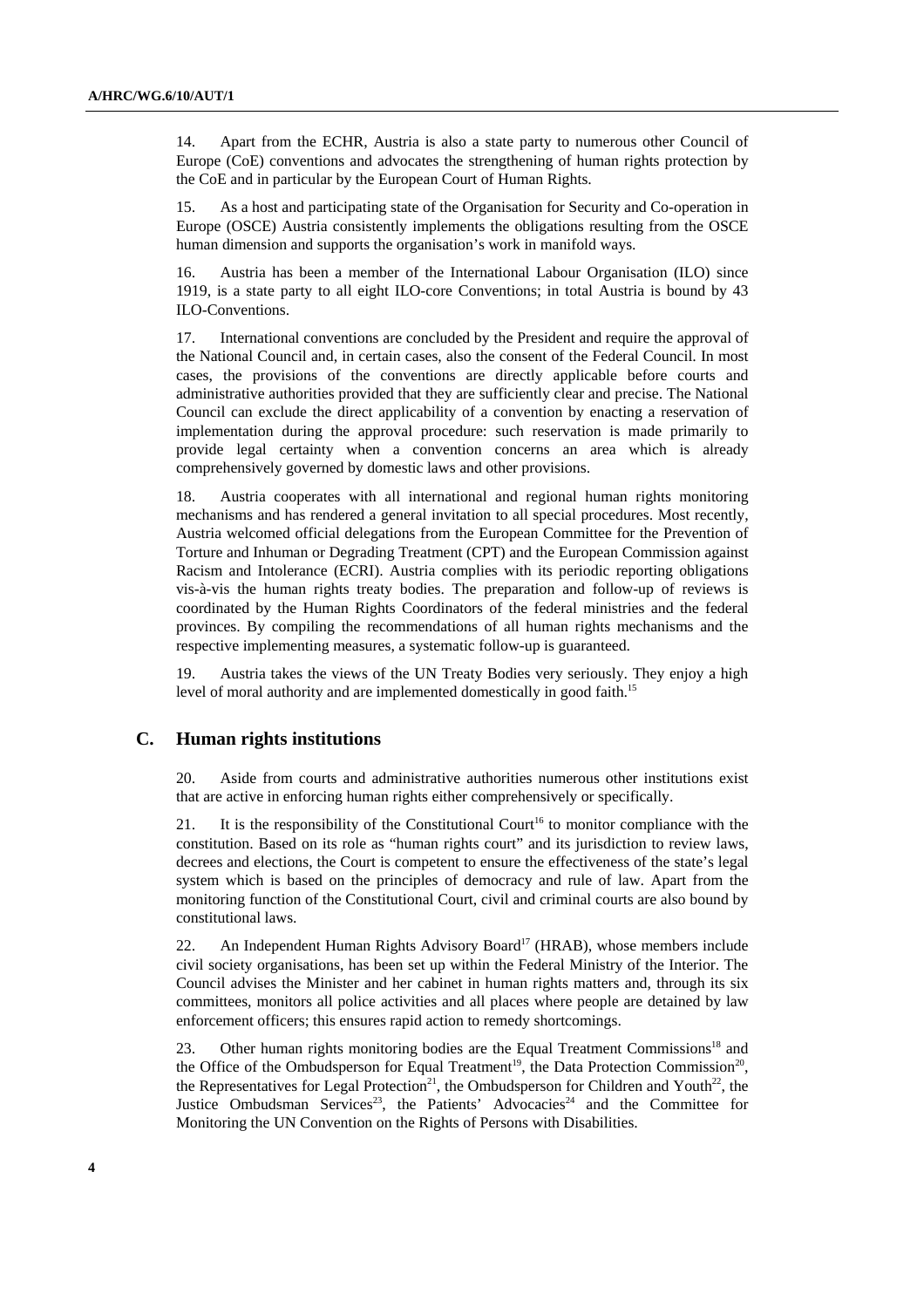14. Apart from the ECHR, Austria is also a state party to numerous other Council of Europe (CoE) conventions and advocates the strengthening of human rights protection by the CoE and in particular by the European Court of Human Rights.

15. As a host and participating state of the Organisation for Security and Co-operation in Europe (OSCE) Austria consistently implements the obligations resulting from the OSCE human dimension and supports the organisation's work in manifold ways.

16. Austria has been a member of the International Labour Organisation (ILO) since 1919, is a state party to all eight ILO-core Conventions; in total Austria is bound by 43 ILO-Conventions.

17. International conventions are concluded by the President and require the approval of the National Council and, in certain cases, also the consent of the Federal Council. In most cases, the provisions of the conventions are directly applicable before courts and administrative authorities provided that they are sufficiently clear and precise. The National Council can exclude the direct applicability of a convention by enacting a reservation of implementation during the approval procedure: such reservation is made primarily to provide legal certainty when a convention concerns an area which is already comprehensively governed by domestic laws and other provisions.

18. Austria cooperates with all international and regional human rights monitoring mechanisms and has rendered a general invitation to all special procedures. Most recently, Austria welcomed official delegations from the European Committee for the Prevention of Torture and Inhuman or Degrading Treatment (CPT) and the European Commission against Racism and Intolerance (ECRI). Austria complies with its periodic reporting obligations vis-à-vis the human rights treaty bodies. The preparation and follow-up of reviews is coordinated by the Human Rights Coordinators of the federal ministries and the federal provinces. By compiling the recommendations of all human rights mechanisms and the respective implementing measures, a systematic follow-up is guaranteed.

19. Austria takes the views of the UN Treaty Bodies very seriously. They enjoy a high level of moral authority and are implemented domestically in good faith.[15]

## C. Human rights institutions

20. Aside from courts and administrative authorities numerous other institutions exist that are active in enforcing human rights either comprehensively or specifically.

21. It is the responsibility of the Constitutional Court[16] to monitor compliance with the constitution. Based on its role as "human rights court" and its jurisdiction to review laws, decrees and elections, the Court is competent to ensure the effectiveness of the state's legal system which is based on the principles of democracy and rule of law. Apart from the monitoring function of the Constitutional Court, civil and criminal courts are also bound by constitutional laws.

22. An Independent Human Rights Advisory Board[17] (HRAB), whose members include civil society organisations, has been set up within the Federal Ministry of the Interior. The Council advises the Minister and her cabinet in human rights matters and, through its six committees, monitors all police activities and all places where people are detained by law enforcement officers; this ensures rapid action to remedy shortcomings.

23. Other human rights monitoring bodies are the Equal Treatment Commissions[18] and the Office of the Ombudsperson for Equal Treatment[19], the Data Protection Commission[20], the Representatives for Legal Protection[21], the Ombudsperson for Children and Youth[22], the Justice Ombudsman Services[23], the Patients' Advocacies[24] and the Committee for Monitoring the UN Convention on the Rights of Persons with Disabilities.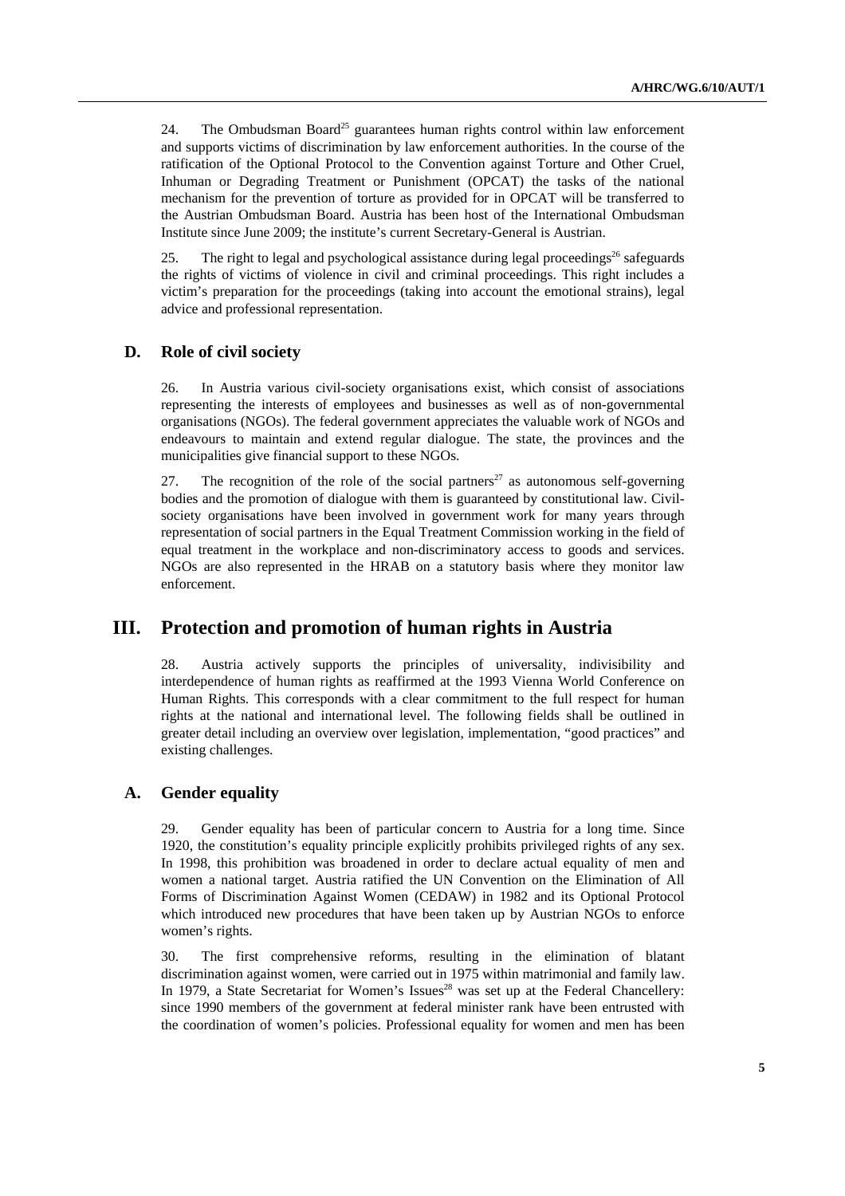24. The Ombudsman Board[25] guarantees human rights control within law enforcement and supports victims of discrimination by law enforcement authorities. In the course of the ratification of the Optional Protocol to the Convention against Torture and Other Cruel, Inhuman or Degrading Treatment or Punishment (OPCAT) the tasks of the national mechanism for the prevention of torture as provided for in OPCAT will be transferred to the Austrian Ombudsman Board. Austria has been host of the International Ombudsman Institute since June 2009; the institute's current Secretary-General is Austrian.

25. The right to legal and psychological assistance during legal proceedings[26] safeguards the rights of victims of violence in civil and criminal proceedings. This right includes a victim's preparation for the proceedings (taking into account the emotional strains), legal advice and professional representation.

### D. Role of civil society

26. In Austria various civil-society organisations exist, which consist of associations representing the interests of employees and businesses as well as of non-governmental organisations (NGOs). The federal government appreciates the valuable work of NGOs and endeavours to maintain and extend regular dialogue. The state, the provinces and the municipalities give financial support to these NGOs.

27. The recognition of the role of the social partners[27] as autonomous self-governing bodies and the promotion of dialogue with them is guaranteed by constitutional law. Civil-society organisations have been involved in government work for many years through representation of social partners in the Equal Treatment Commission working in the field of equal treatment in the workplace and non-discriminatory access to goods and services. NGOs are also represented in the HRAB on a statutory basis where they monitor law enforcement.

## III. Protection and promotion of human rights in Austria

28. Austria actively supports the principles of universality, indivisibility and interdependence of human rights as reaffirmed at the 1993 Vienna World Conference on Human Rights. This corresponds with a clear commitment to the full respect for human rights at the national and international level. The following fields shall be outlined in greater detail including an overview over legislation, implementation, "good practices" and existing challenges.

### A. Gender equality

29. Gender equality has been of particular concern to Austria for a long time. Since 1920, the constitution's equality principle explicitly prohibits privileged rights of any sex. In 1998, this prohibition was broadened in order to declare actual equality of men and women a national target. Austria ratified the UN Convention on the Elimination of All Forms of Discrimination Against Women (CEDAW) in 1982 and its Optional Protocol which introduced new procedures that have been taken up by Austrian NGOs to enforce women's rights.

30. The first comprehensive reforms, resulting in the elimination of blatant discrimination against women, were carried out in 1975 within matrimonial and family law. In 1979, a State Secretariat for Women's Issues[28] was set up at the Federal Chancellery: since 1990 members of the government at federal minister rank have been entrusted with the coordination of women's policies. Professional equality for women and men has been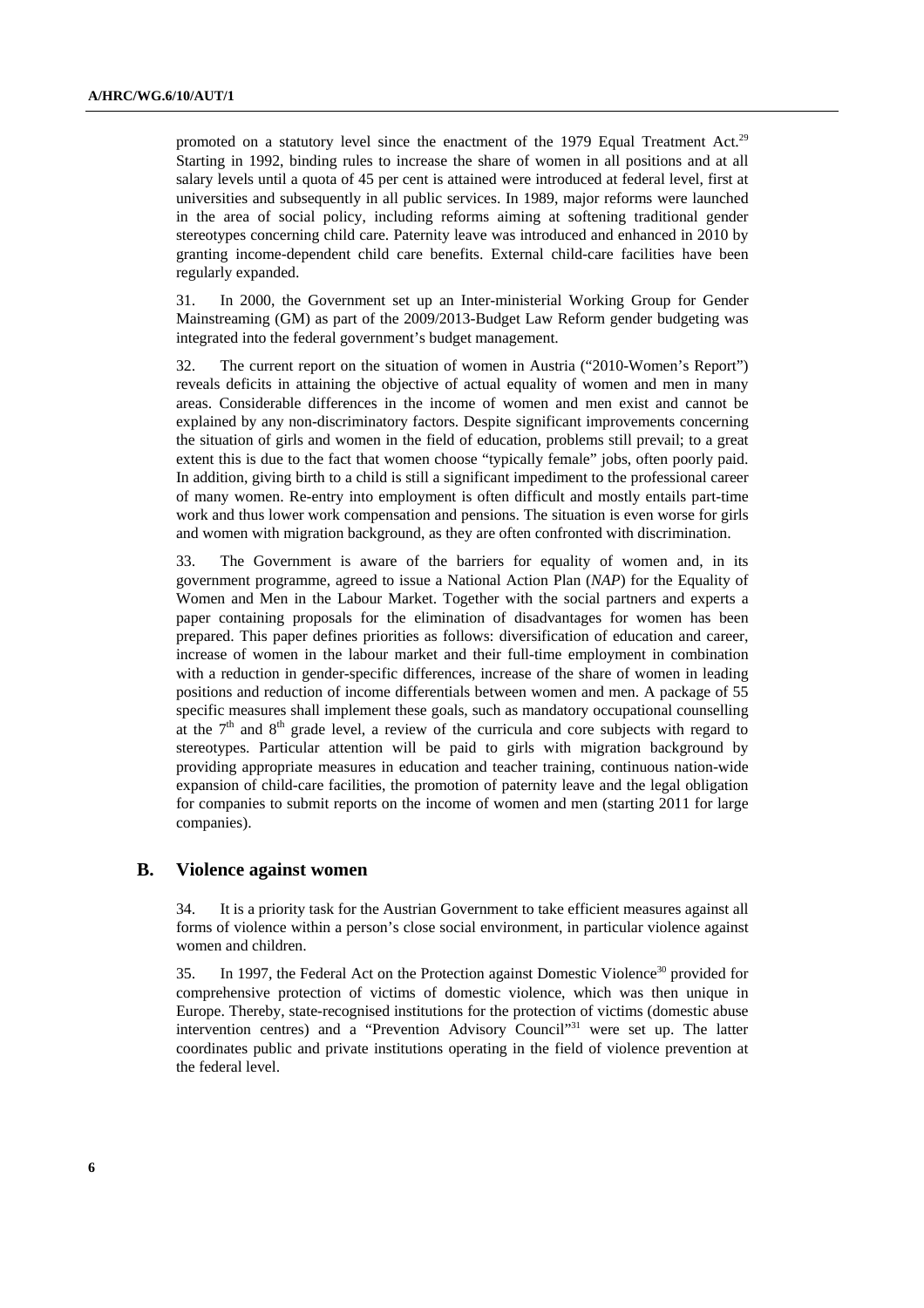promoted on a statutory level since the enactment of the 1979 Equal Treatment Act.[29] Starting in 1992, binding rules to increase the share of women in all positions and at all salary levels until a quota of 45 per cent is attained were introduced at federal level, first at universities and subsequently in all public services. In 1989, major reforms were launched in the area of social policy, including reforms aiming at softening traditional gender stereotypes concerning child care. Paternity leave was introduced and enhanced in 2010 by granting income-dependent child care benefits. External child-care facilities have been regularly expanded.

31. In 2000, the Government set up an Inter-ministerial Working Group for Gender Mainstreaming (GM) as part of the 2009/2013-Budget Law Reform gender budgeting was integrated into the federal government's budget management.

32. The current report on the situation of women in Austria ("2010-Women's Report") reveals deficits in attaining the objective of actual equality of women and men in many areas. Considerable differences in the income of women and men exist and cannot be explained by any non-discriminatory factors. Despite significant improvements concerning the situation of girls and women in the field of education, problems still prevail; to a great extent this is due to the fact that women choose "typically female" jobs, often poorly paid. In addition, giving birth to a child is still a significant impediment to the professional career of many women. Re-entry into employment is often difficult and mostly entails part-time work and thus lower work compensation and pensions. The situation is even worse for girls and women with migration background, as they are often confronted with discrimination.

33. The Government is aware of the barriers for equality of women and, in its government programme, agreed to issue a National Action Plan (*NAP*) for the Equality of Women and Men in the Labour Market. Together with the social partners and experts a paper containing proposals for the elimination of disadvantages for women has been prepared. This paper defines priorities as follows: diversification of education and career, increase of women in the labour market and their full-time employment in combination with a reduction in gender-specific differences, increase of the share of women in leading positions and reduction of income differentials between women and men. A package of 55 specific measures shall implement these goals, such as mandatory occupational counselling at the 7th and 8th grade level, a review of the curricula and core subjects with regard to stereotypes. Particular attention will be paid to girls with migration background by providing appropriate measures in education and teacher training, continuous nation-wide expansion of child-care facilities, the promotion of paternity leave and the legal obligation for companies to submit reports on the income of women and men (starting 2011 for large companies).

## B. Violence against women

34. It is a priority task for the Austrian Government to take efficient measures against all forms of violence within a person's close social environment, in particular violence against women and children.

35. In 1997, the Federal Act on the Protection against Domestic Violence[30] provided for comprehensive protection of victims of domestic violence, which was then unique in Europe. Thereby, state-recognised institutions for the protection of victims (domestic abuse intervention centres) and a "Prevention Advisory Council"[31] were set up. The latter coordinates public and private institutions operating in the field of violence prevention at the federal level.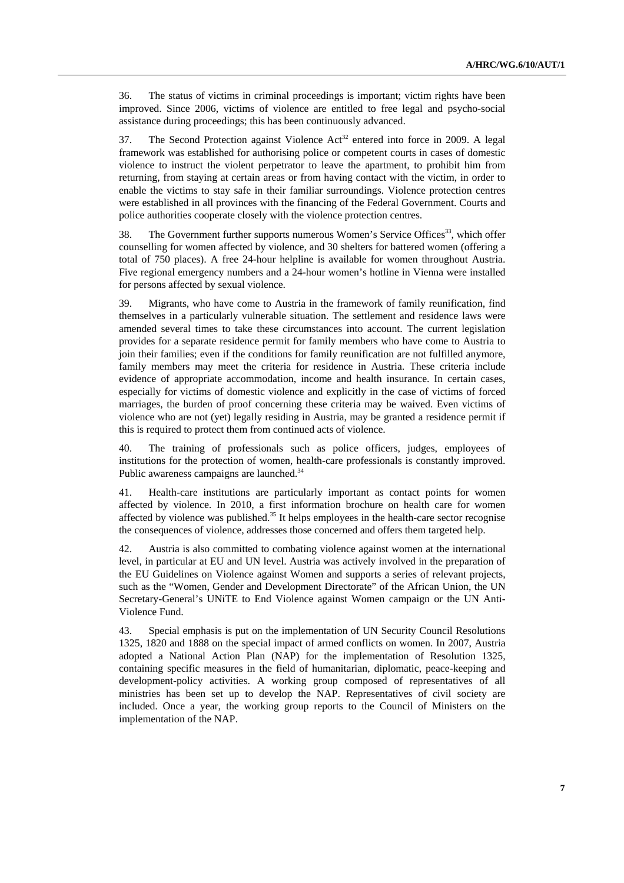36. The status of victims in criminal proceedings is important; victim rights have been improved. Since 2006, victims of violence are entitled to free legal and psycho-social assistance during proceedings; this has been continuously advanced.

37. The Second Protection against Violence Act[32] entered into force in 2009. A legal framework was established for authorising police or competent courts in cases of domestic violence to instruct the violent perpetrator to leave the apartment, to prohibit him from returning, from staying at certain areas or from having contact with the victim, in order to enable the victims to stay safe in their familiar surroundings. Violence protection centres were established in all provinces with the financing of the Federal Government. Courts and police authorities cooperate closely with the violence protection centres.

38. The Government further supports numerous Women's Service Offices[33], which offer counselling for women affected by violence, and 30 shelters for battered women (offering a total of 750 places). A free 24-hour helpline is available for women throughout Austria. Five regional emergency numbers and a 24-hour women's hotline in Vienna were installed for persons affected by sexual violence.

39. Migrants, who have come to Austria in the framework of family reunification, find themselves in a particularly vulnerable situation. The settlement and residence laws were amended several times to take these circumstances into account. The current legislation provides for a separate residence permit for family members who have come to Austria to join their families; even if the conditions for family reunification are not fulfilled anymore, family members may meet the criteria for residence in Austria. These criteria include evidence of appropriate accommodation, income and health insurance. In certain cases, especially for victims of domestic violence and explicitly in the case of victims of forced marriages, the burden of proof concerning these criteria may be waived. Even victims of violence who are not (yet) legally residing in Austria, may be granted a residence permit if this is required to protect them from continued acts of violence.

40. The training of professionals such as police officers, judges, employees of institutions for the protection of women, health-care professionals is constantly improved. Public awareness campaigns are launched.[34]

41. Health-care institutions are particularly important as contact points for women affected by violence. In 2010, a first information brochure on health care for women affected by violence was published.[35] It helps employees in the health-care sector recognise the consequences of violence, addresses those concerned and offers them targeted help.

42. Austria is also committed to combating violence against women at the international level, in particular at EU and UN level. Austria was actively involved in the preparation of the EU Guidelines on Violence against Women and supports a series of relevant projects, such as the "Women, Gender and Development Directorate" of the African Union, the UN Secretary-General's UNiTE to End Violence against Women campaign or the UN Anti-Violence Fund.

43. Special emphasis is put on the implementation of UN Security Council Resolutions 1325, 1820 and 1888 on the special impact of armed conflicts on women. In 2007, Austria adopted a National Action Plan (NAP) for the implementation of Resolution 1325, containing specific measures in the field of humanitarian, diplomatic, peace-keeping and development-policy activities. A working group composed of representatives of all ministries has been set up to develop the NAP. Representatives of civil society are included. Once a year, the working group reports to the Council of Ministers on the implementation of the NAP.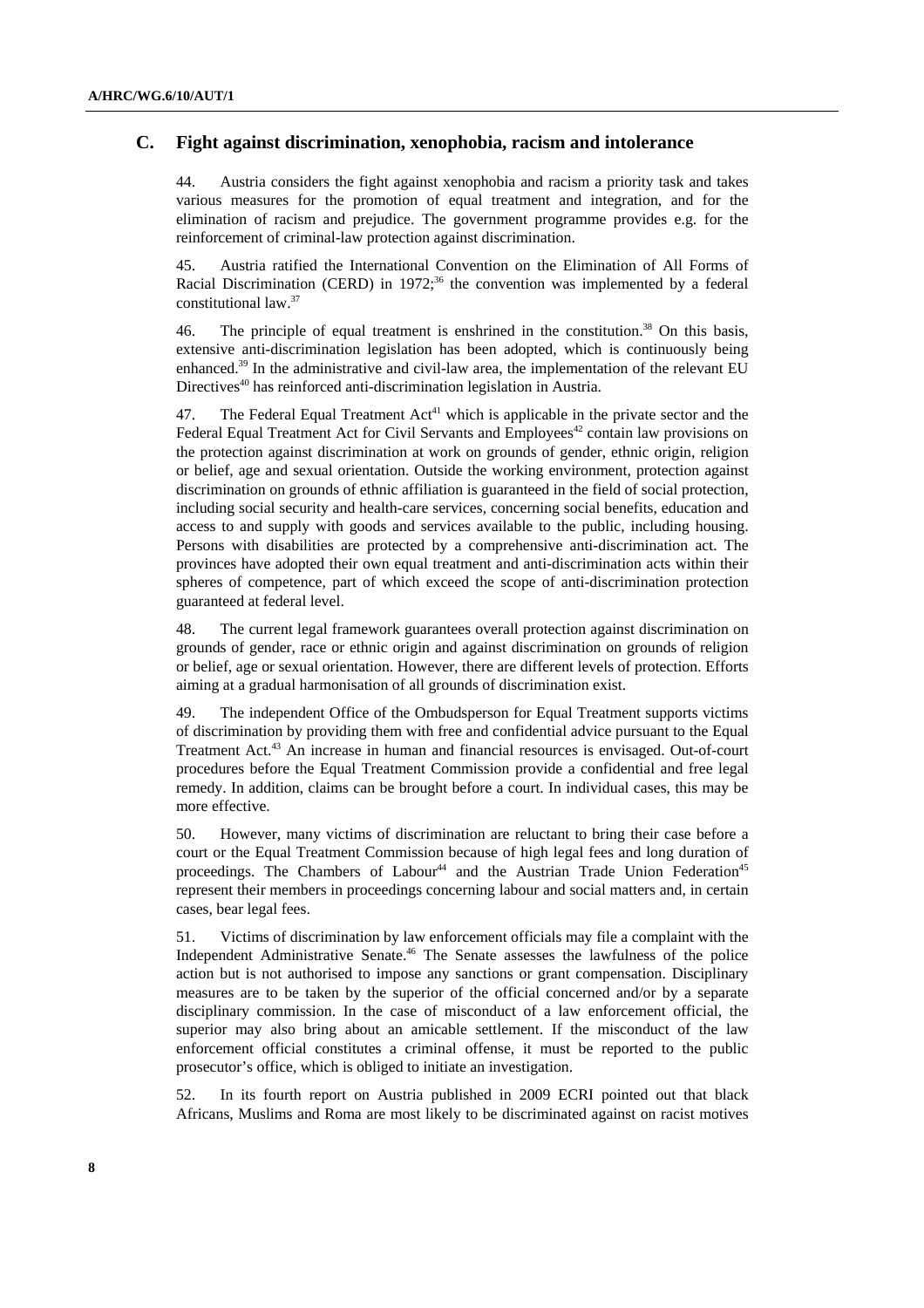## C. Fight against discrimination, xenophobia, racism and intolerance

44. Austria considers the fight against xenophobia and racism a priority task and takes various measures for the promotion of equal treatment and integration, and for the elimination of racism and prejudice. The government programme provides e.g. for the reinforcement of criminal-law protection against discrimination.

45. Austria ratified the International Convention on the Elimination of All Forms of Racial Discrimination (CERD) in 1972;[36] the convention was implemented by a federal constitutional law.[37]

46. The principle of equal treatment is enshrined in the constitution.[38] On this basis, extensive anti-discrimination legislation has been adopted, which is continuously being enhanced.[39] In the administrative and civil-law area, the implementation of the relevant EU Directives[40] has reinforced anti-discrimination legislation in Austria.

47. The Federal Equal Treatment Act[41] which is applicable in the private sector and the Federal Equal Treatment Act for Civil Servants and Employees[42] contain law provisions on the protection against discrimination at work on grounds of gender, ethnic origin, religion or belief, age and sexual orientation. Outside the working environment, protection against discrimination on grounds of ethnic affiliation is guaranteed in the field of social protection, including social security and health-care services, concerning social benefits, education and access to and supply with goods and services available to the public, including housing. Persons with disabilities are protected by a comprehensive anti-discrimination act. The provinces have adopted their own equal treatment and anti-discrimination acts within their spheres of competence, part of which exceed the scope of anti-discrimination protection guaranteed at federal level.

48. The current legal framework guarantees overall protection against discrimination on grounds of gender, race or ethnic origin and against discrimination on grounds of religion or belief, age or sexual orientation. However, there are different levels of protection. Efforts aiming at a gradual harmonisation of all grounds of discrimination exist.

49. The independent Office of the Ombudsperson for Equal Treatment supports victims of discrimination by providing them with free and confidential advice pursuant to the Equal Treatment Act.[43] An increase in human and financial resources is envisaged. Out-of-court procedures before the Equal Treatment Commission provide a confidential and free legal remedy. In addition, claims can be brought before a court. In individual cases, this may be more effective.

50. However, many victims of discrimination are reluctant to bring their case before a court or the Equal Treatment Commission because of high legal fees and long duration of proceedings. The Chambers of Labour[44] and the Austrian Trade Union Federation[45] represent their members in proceedings concerning labour and social matters and, in certain cases, bear legal fees.

51. Victims of discrimination by law enforcement officials may file a complaint with the Independent Administrative Senate.[46] The Senate assesses the lawfulness of the police action but is not authorised to impose any sanctions or grant compensation. Disciplinary measures are to be taken by the superior of the official concerned and/or by a separate disciplinary commission. In the case of misconduct of a law enforcement official, the superior may also bring about an amicable settlement. If the misconduct of the law enforcement official constitutes a criminal offense, it must be reported to the public prosecutor's office, which is obliged to initiate an investigation.

52. In its fourth report on Austria published in 2009 ECRI pointed out that black Africans, Muslims and Roma are most likely to be discriminated against on racist motives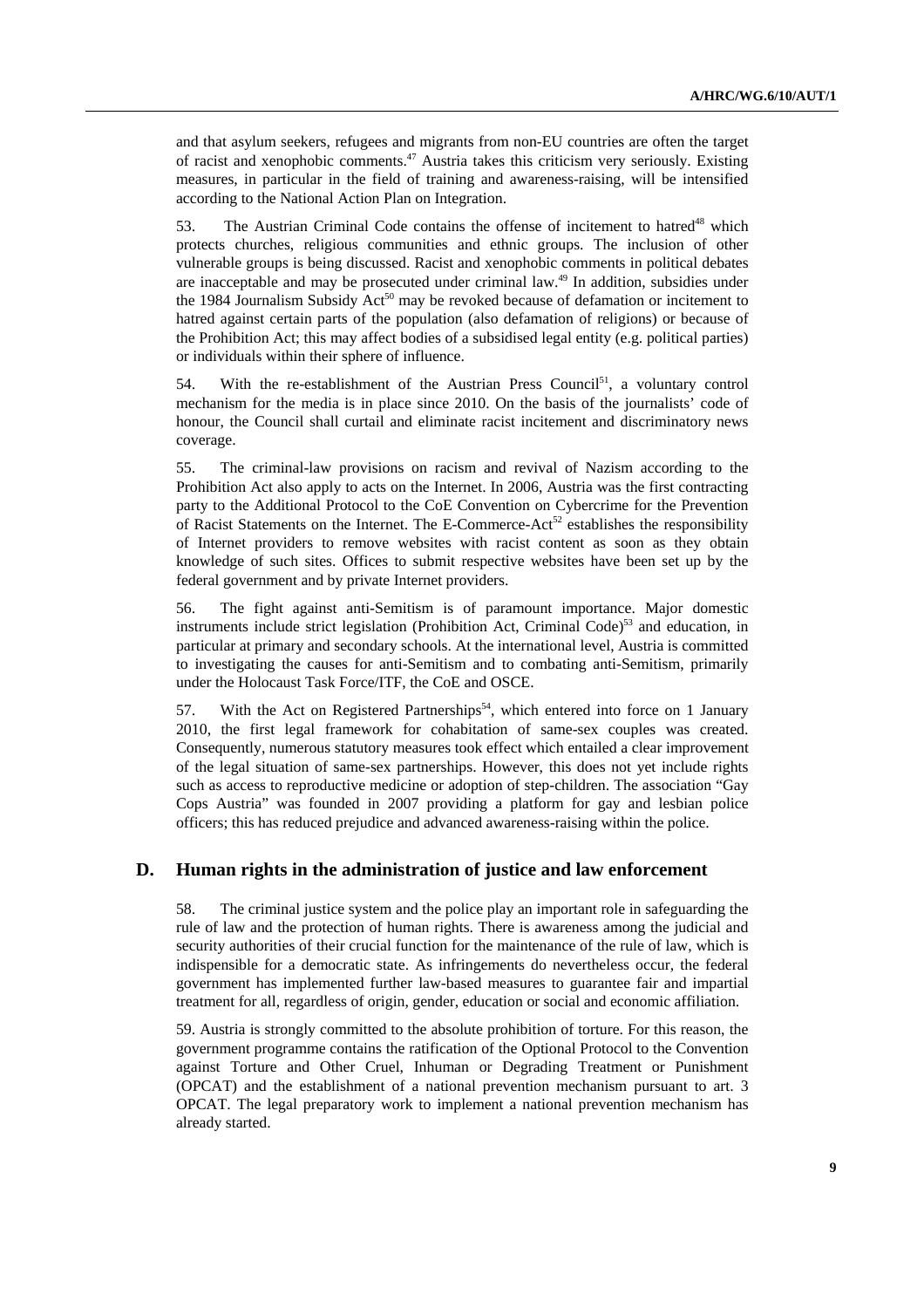and that asylum seekers, refugees and migrants from non-EU countries are often the target of racist and xenophobic comments.[47] Austria takes this criticism very seriously. Existing measures, in particular in the field of training and awareness-raising, will be intensified according to the National Action Plan on Integration.

53. The Austrian Criminal Code contains the offense of incitement to hatred[48] which protects churches, religious communities and ethnic groups. The inclusion of other vulnerable groups is being discussed. Racist and xenophobic comments in political debates are inacceptable and may be prosecuted under criminal law.[49] In addition, subsidies under the 1984 Journalism Subsidy Act[50] may be revoked because of defamation or incitement to hatred against certain parts of the population (also defamation of religions) or because of the Prohibition Act; this may affect bodies of a subsidised legal entity (e.g. political parties) or individuals within their sphere of influence.

54. With the re-establishment of the Austrian Press Council[51], a voluntary control mechanism for the media is in place since 2010. On the basis of the journalists' code of honour, the Council shall curtail and eliminate racist incitement and discriminatory news coverage.

55. The criminal-law provisions on racism and revival of Nazism according to the Prohibition Act also apply to acts on the Internet. In 2006, Austria was the first contracting party to the Additional Protocol to the CoE Convention on Cybercrime for the Prevention of Racist Statements on the Internet. The E-Commerce-Act[52] establishes the responsibility of Internet providers to remove websites with racist content as soon as they obtain knowledge of such sites. Offices to submit respective websites have been set up by the federal government and by private Internet providers.

56. The fight against anti-Semitism is of paramount importance. Major domestic instruments include strict legislation (Prohibition Act, Criminal Code)[53] and education, in particular at primary and secondary schools. At the international level, Austria is committed to investigating the causes for anti-Semitism and to combating anti-Semitism, primarily under the Holocaust Task Force/ITF, the CoE and OSCE.

57. With the Act on Registered Partnerships[54], which entered into force on 1 January 2010, the first legal framework for cohabitation of same-sex couples was created. Consequently, numerous statutory measures took effect which entailed a clear improvement of the legal situation of same-sex partnerships. However, this does not yet include rights such as access to reproductive medicine or adoption of step-children. The association "Gay Cops Austria" was founded in 2007 providing a platform for gay and lesbian police officers; this has reduced prejudice and advanced awareness-raising within the police.

## D. Human rights in the administration of justice and law enforcement

58. The criminal justice system and the police play an important role in safeguarding the rule of law and the protection of human rights. There is awareness among the judicial and security authorities of their crucial function for the maintenance of the rule of law, which is indispensible for a democratic state. As infringements do nevertheless occur, the federal government has implemented further law-based measures to guarantee fair and impartial treatment for all, regardless of origin, gender, education or social and economic affiliation.

59. Austria is strongly committed to the absolute prohibition of torture. For this reason, the government programme contains the ratification of the Optional Protocol to the Convention against Torture and Other Cruel, Inhuman or Degrading Treatment or Punishment (OPCAT) and the establishment of a national prevention mechanism pursuant to art. 3 OPCAT. The legal preparatory work to implement a national prevention mechanism has already started.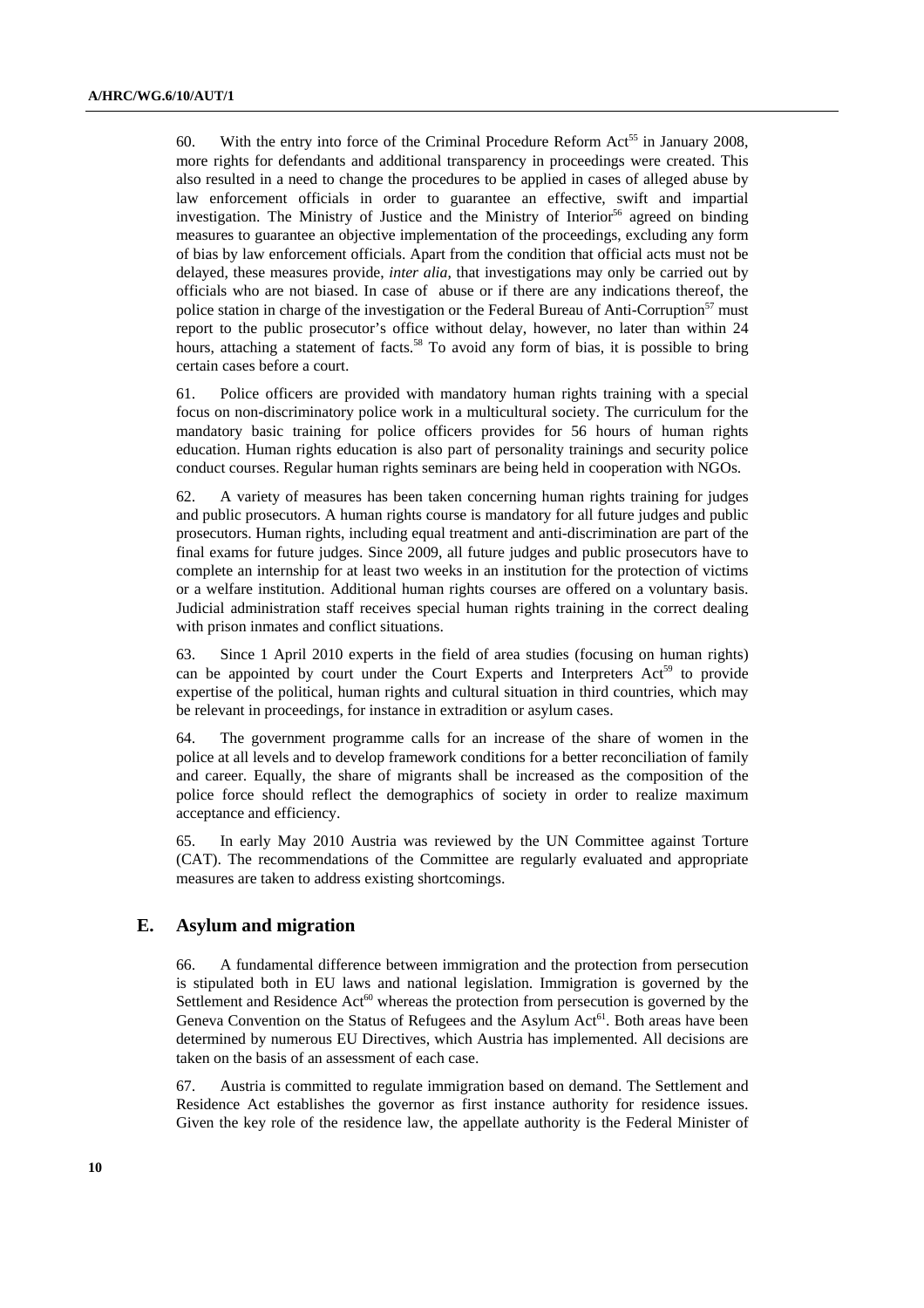60. With the entry into force of the Criminal Procedure Reform Act[55] in January 2008, more rights for defendants and additional transparency in proceedings were created. This also resulted in a need to change the procedures to be applied in cases of alleged abuse by law enforcement officials in order to guarantee an effective, swift and impartial investigation. The Ministry of Justice and the Ministry of Interior[56] agreed on binding measures to guarantee an objective implementation of the proceedings, excluding any form of bias by law enforcement officials. Apart from the condition that official acts must not be delayed, these measures provide, *inter alia*, that investigations may only be carried out by officials who are not biased. In case of abuse or if there are any indications thereof, the police station in charge of the investigation or the Federal Bureau of Anti-Corruption[57] must report to the public prosecutor's office without delay, however, no later than within 24 hours, attaching a statement of facts.[58] To avoid any form of bias, it is possible to bring certain cases before a court.

61. Police officers are provided with mandatory human rights training with a special focus on non-discriminatory police work in a multicultural society. The curriculum for the mandatory basic training for police officers provides for 56 hours of human rights education. Human rights education is also part of personality trainings and security police conduct courses. Regular human rights seminars are being held in cooperation with NGOs.

62. A variety of measures has been taken concerning human rights training for judges and public prosecutors. A human rights course is mandatory for all future judges and public prosecutors. Human rights, including equal treatment and anti-discrimination are part of the final exams for future judges. Since 2009, all future judges and public prosecutors have to complete an internship for at least two weeks in an institution for the protection of victims or a welfare institution. Additional human rights courses are offered on a voluntary basis. Judicial administration staff receives special human rights training in the correct dealing with prison inmates and conflict situations.

63. Since 1 April 2010 experts in the field of area studies (focusing on human rights) can be appointed by court under the Court Experts and Interpreters Act[59] to provide expertise of the political, human rights and cultural situation in third countries, which may be relevant in proceedings, for instance in extradition or asylum cases.

64. The government programme calls for an increase of the share of women in the police at all levels and to develop framework conditions for a better reconciliation of family and career. Equally, the share of migrants shall be increased as the composition of the police force should reflect the demographics of society in order to realize maximum acceptance and efficiency.

65. In early May 2010 Austria was reviewed by the UN Committee against Torture (CAT). The recommendations of the Committee are regularly evaluated and appropriate measures are taken to address existing shortcomings.

## E. Asylum and migration

66. A fundamental difference between immigration and the protection from persecution is stipulated both in EU laws and national legislation. Immigration is governed by the Settlement and Residence Act[60] whereas the protection from persecution is governed by the Geneva Convention on the Status of Refugees and the Asylum Act[61]. Both areas have been determined by numerous EU Directives, which Austria has implemented. All decisions are taken on the basis of an assessment of each case.

67. Austria is committed to regulate immigration based on demand. The Settlement and Residence Act establishes the governor as first instance authority for residence issues. Given the key role of the residence law, the appellate authority is the Federal Minister of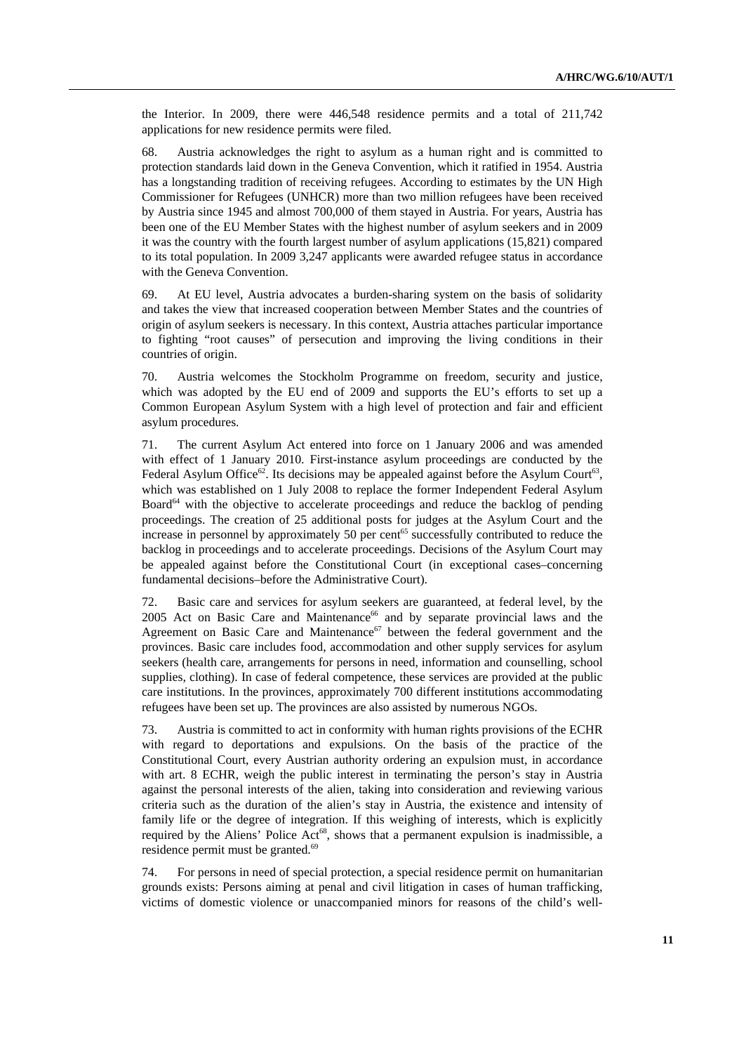the Interior. In 2009, there were 446,548 residence permits and a total of 211,742 applications for new residence permits were filed.

68. Austria acknowledges the right to asylum as a human right and is committed to protection standards laid down in the Geneva Convention, which it ratified in 1954. Austria has a longstanding tradition of receiving refugees. According to estimates by the UN High Commissioner for Refugees (UNHCR) more than two million refugees have been received by Austria since 1945 and almost 700,000 of them stayed in Austria. For years, Austria has been one of the EU Member States with the highest number of asylum seekers and in 2009 it was the country with the fourth largest number of asylum applications (15,821) compared to its total population. In 2009 3,247 applicants were awarded refugee status in accordance with the Geneva Convention.

69. At EU level, Austria advocates a burden-sharing system on the basis of solidarity and takes the view that increased cooperation between Member States and the countries of origin of asylum seekers is necessary. In this context, Austria attaches particular importance to fighting "root causes" of persecution and improving the living conditions in their countries of origin.

70. Austria welcomes the Stockholm Programme on freedom, security and justice, which was adopted by the EU end of 2009 and supports the EU's efforts to set up a Common European Asylum System with a high level of protection and fair and efficient asylum procedures.

71. The current Asylum Act entered into force on 1 January 2006 and was amended with effect of 1 January 2010. First-instance asylum proceedings are conducted by the Federal Asylum Office[62]. Its decisions may be appealed against before the Asylum Court[63], which was established on 1 July 2008 to replace the former Independent Federal Asylum Board[64] with the objective to accelerate proceedings and reduce the backlog of pending proceedings. The creation of 25 additional posts for judges at the Asylum Court and the increase in personnel by approximately 50 per cent[65] successfully contributed to reduce the backlog in proceedings and to accelerate proceedings. Decisions of the Asylum Court may be appealed against before the Constitutional Court (in exceptional cases–concerning fundamental decisions–before the Administrative Court).

72. Basic care and services for asylum seekers are guaranteed, at federal level, by the 2005 Act on Basic Care and Maintenance[66] and by separate provincial laws and the Agreement on Basic Care and Maintenance[67] between the federal government and the provinces. Basic care includes food, accommodation and other supply services for asylum seekers (health care, arrangements for persons in need, information and counselling, school supplies, clothing). In case of federal competence, these services are provided at the public care institutions. In the provinces, approximately 700 different institutions accommodating refugees have been set up. The provinces are also assisted by numerous NGOs.

73. Austria is committed to act in conformity with human rights provisions of the ECHR with regard to deportations and expulsions. On the basis of the practice of the Constitutional Court, every Austrian authority ordering an expulsion must, in accordance with art. 8 ECHR, weigh the public interest in terminating the person's stay in Austria against the personal interests of the alien, taking into consideration and reviewing various criteria such as the duration of the alien's stay in Austria, the existence and intensity of family life or the degree of integration. If this weighing of interests, which is explicitly required by the Aliens' Police Act[68], shows that a permanent expulsion is inadmissible, a residence permit must be granted.[69]

74. For persons in need of special protection, a special residence permit on humanitarian grounds exists: Persons aiming at penal and civil litigation in cases of human trafficking, victims of domestic violence or unaccompanied minors for reasons of the child's well-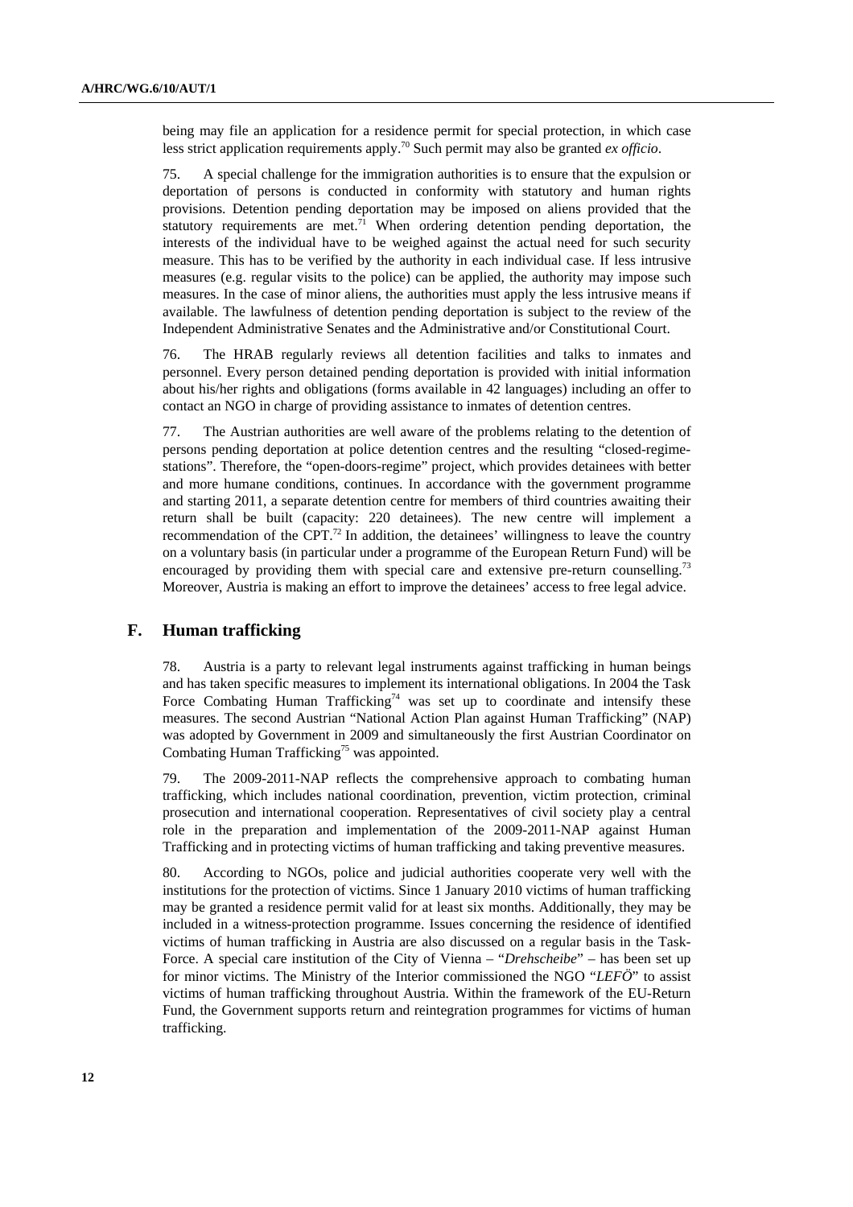being may file an application for a residence permit for special protection, in which case less strict application requirements apply.[70] Such permit may also be granted *ex officio*.

75. A special challenge for the immigration authorities is to ensure that the expulsion or deportation of persons is conducted in conformity with statutory and human rights provisions. Detention pending deportation may be imposed on aliens provided that the statutory requirements are met.[71] When ordering detention pending deportation, the interests of the individual have to be weighed against the actual need for such security measure. This has to be verified by the authority in each individual case. If less intrusive measures (e.g. regular visits to the police) can be applied, the authority may impose such measures. In the case of minor aliens, the authorities must apply the less intrusive means if available. The lawfulness of detention pending deportation is subject to the review of the Independent Administrative Senates and the Administrative and/or Constitutional Court.

76. The HRAB regularly reviews all detention facilities and talks to inmates and personnel. Every person detained pending deportation is provided with initial information about his/her rights and obligations (forms available in 42 languages) including an offer to contact an NGO in charge of providing assistance to inmates of detention centres.

77. The Austrian authorities are well aware of the problems relating to the detention of persons pending deportation at police detention centres and the resulting "closed-regime-stations". Therefore, the "open-doors-regime" project, which provides detainees with better and more humane conditions, continues. In accordance with the government programme and starting 2011, a separate detention centre for members of third countries awaiting their return shall be built (capacity: 220 detainees). The new centre will implement a recommendation of the CPT.[72] In addition, the detainees' willingness to leave the country on a voluntary basis (in particular under a programme of the European Return Fund) will be encouraged by providing them with special care and extensive pre-return counselling.[73] Moreover, Austria is making an effort to improve the detainees' access to free legal advice.

## F. Human trafficking

78. Austria is a party to relevant legal instruments against trafficking in human beings and has taken specific measures to implement its international obligations. In 2004 the Task Force Combating Human Trafficking[74] was set up to coordinate and intensify these measures. The second Austrian "National Action Plan against Human Trafficking" (NAP) was adopted by Government in 2009 and simultaneously the first Austrian Coordinator on Combating Human Trafficking[75] was appointed.

79. The 2009-2011-NAP reflects the comprehensive approach to combating human trafficking, which includes national coordination, prevention, victim protection, criminal prosecution and international cooperation. Representatives of civil society play a central role in the preparation and implementation of the 2009-2011-NAP against Human Trafficking and in protecting victims of human trafficking and taking preventive measures.

80. According to NGOs, police and judicial authorities cooperate very well with the institutions for the protection of victims. Since 1 January 2010 victims of human trafficking may be granted a residence permit valid for at least six months. Additionally, they may be included in a witness-protection programme. Issues concerning the residence of identified victims of human trafficking in Austria are also discussed on a regular basis in the Task-Force. A special care institution of the City of Vienna – "*Drehscheibe*" – has been set up for minor victims. The Ministry of the Interior commissioned the NGO "*LEFÖ*" to assist victims of human trafficking throughout Austria. Within the framework of the EU-Return Fund, the Government supports return and reintegration programmes for victims of human trafficking.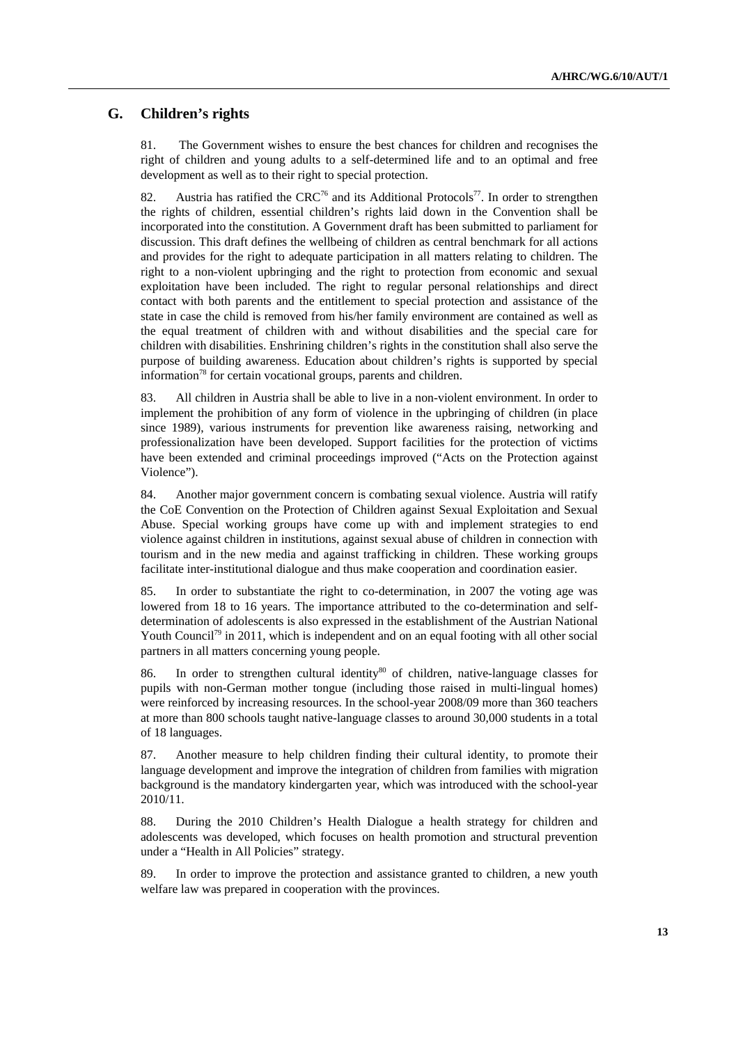## G. Children's rights

81. The Government wishes to ensure the best chances for children and recognises the right of children and young adults to a self-determined life and to an optimal and free development as well as to their right to special protection.

82. Austria has ratified the CRC[76] and its Additional Protocols[77]. In order to strengthen the rights of children, essential children's rights laid down in the Convention shall be incorporated into the constitution. A Government draft has been submitted to parliament for discussion. This draft defines the wellbeing of children as central benchmark for all actions and provides for the right to adequate participation in all matters relating to children. The right to a non-violent upbringing and the right to protection from economic and sexual exploitation have been included. The right to regular personal relationships and direct contact with both parents and the entitlement to special protection and assistance of the state in case the child is removed from his/her family environment are contained as well as the equal treatment of children with and without disabilities and the special care for children with disabilities. Enshrining children's rights in the constitution shall also serve the purpose of building awareness. Education about children's rights is supported by special information[78] for certain vocational groups, parents and children.

83. All children in Austria shall be able to live in a non-violent environment. In order to implement the prohibition of any form of violence in the upbringing of children (in place since 1989), various instruments for prevention like awareness raising, networking and professionalization have been developed. Support facilities for the protection of victims have been extended and criminal proceedings improved ("Acts on the Protection against Violence").

84. Another major government concern is combating sexual violence. Austria will ratify the CoE Convention on the Protection of Children against Sexual Exploitation and Sexual Abuse. Special working groups have come up with and implement strategies to end violence against children in institutions, against sexual abuse of children in connection with tourism and in the new media and against trafficking in children. These working groups facilitate inter-institutional dialogue and thus make cooperation and coordination easier.

85. In order to substantiate the right to co-determination, in 2007 the voting age was lowered from 18 to 16 years. The importance attributed to the co-determination and self-determination of adolescents is also expressed in the establishment of the Austrian National Youth Council[79] in 2011, which is independent and on an equal footing with all other social partners in all matters concerning young people.

86. In order to strengthen cultural identity[80] of children, native-language classes for pupils with non-German mother tongue (including those raised in multi-lingual homes) were reinforced by increasing resources. In the school-year 2008/09 more than 360 teachers at more than 800 schools taught native-language classes to around 30,000 students in a total of 18 languages.

87. Another measure to help children finding their cultural identity, to promote their language development and improve the integration of children from families with migration background is the mandatory kindergarten year, which was introduced with the school-year 2010/11.

88. During the 2010 Children's Health Dialogue a health strategy for children and adolescents was developed, which focuses on health promotion and structural prevention under a "Health in All Policies" strategy.

89. In order to improve the protection and assistance granted to children, a new youth welfare law was prepared in cooperation with the provinces.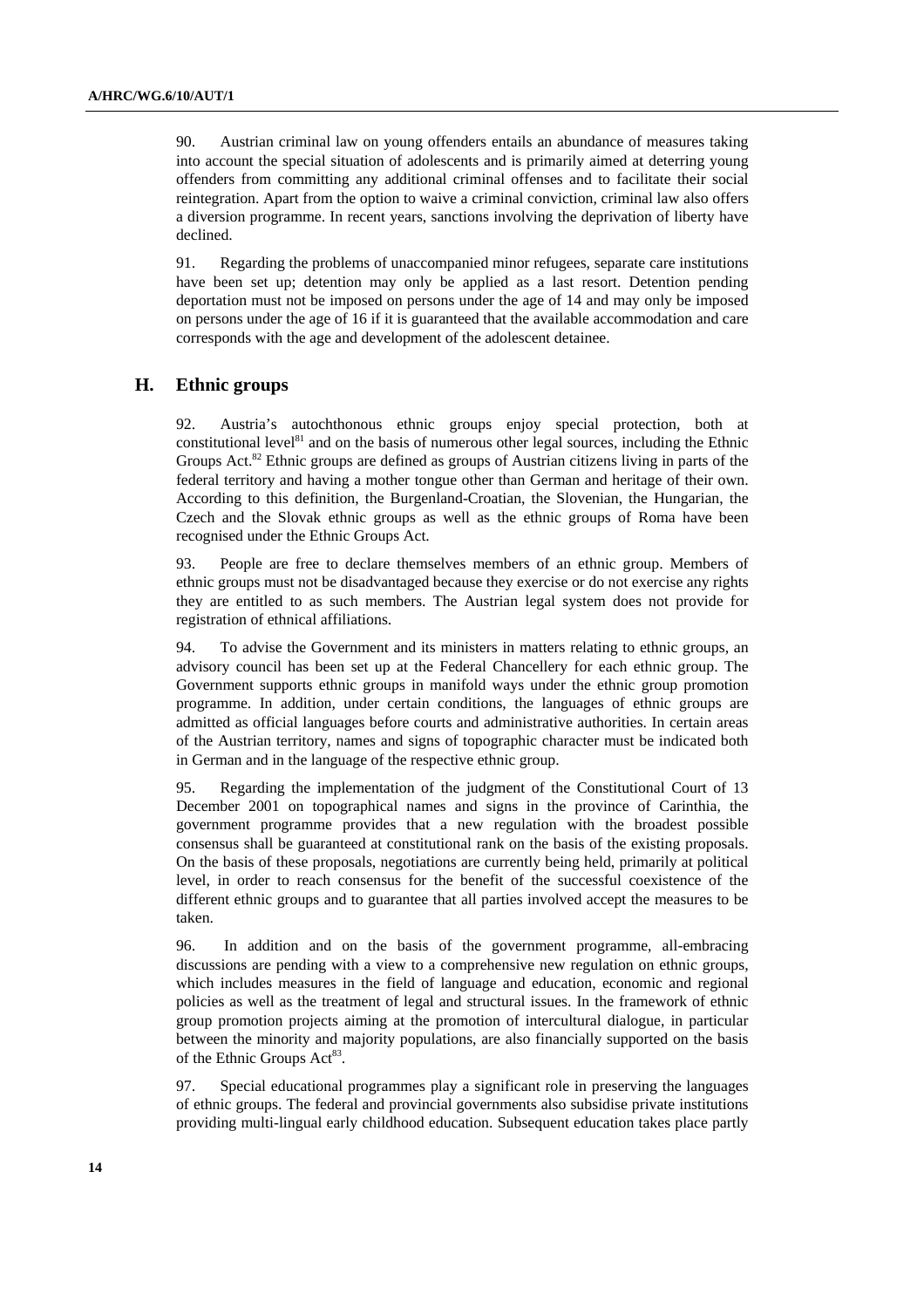90. Austrian criminal law on young offenders entails an abundance of measures taking into account the special situation of adolescents and is primarily aimed at deterring young offenders from committing any additional criminal offenses and to facilitate their social reintegration. Apart from the option to waive a criminal conviction, criminal law also offers a diversion programme. In recent years, sanctions involving the deprivation of liberty have declined.

91. Regarding the problems of unaccompanied minor refugees, separate care institutions have been set up; detention may only be applied as a last resort. Detention pending deportation must not be imposed on persons under the age of 14 and may only be imposed on persons under the age of 16 if it is guaranteed that the available accommodation and care corresponds with the age and development of the adolescent detainee.

## H. Ethnic groups

92. Austria's autochthonous ethnic groups enjoy special protection, both at constitutional level[81] and on the basis of numerous other legal sources, including the Ethnic Groups Act.[82] Ethnic groups are defined as groups of Austrian citizens living in parts of the federal territory and having a mother tongue other than German and heritage of their own. According to this definition, the Burgenland-Croatian, the Slovenian, the Hungarian, the Czech and the Slovak ethnic groups as well as the ethnic groups of Roma have been recognised under the Ethnic Groups Act.

93. People are free to declare themselves members of an ethnic group. Members of ethnic groups must not be disadvantaged because they exercise or do not exercise any rights they are entitled to as such members. The Austrian legal system does not provide for registration of ethnical affiliations.

94. To advise the Government and its ministers in matters relating to ethnic groups, an advisory council has been set up at the Federal Chancellery for each ethnic group. The Government supports ethnic groups in manifold ways under the ethnic group promotion programme. In addition, under certain conditions, the languages of ethnic groups are admitted as official languages before courts and administrative authorities. In certain areas of the Austrian territory, names and signs of topographic character must be indicated both in German and in the language of the respective ethnic group.

95. Regarding the implementation of the judgment of the Constitutional Court of 13 December 2001 on topographical names and signs in the province of Carinthia, the government programme provides that a new regulation with the broadest possible consensus shall be guaranteed at constitutional rank on the basis of the existing proposals. On the basis of these proposals, negotiations are currently being held, primarily at political level, in order to reach consensus for the benefit of the successful coexistence of the different ethnic groups and to guarantee that all parties involved accept the measures to be taken.

96. In addition and on the basis of the government programme, all-embracing discussions are pending with a view to a comprehensive new regulation on ethnic groups, which includes measures in the field of language and education, economic and regional policies as well as the treatment of legal and structural issues. In the framework of ethnic group promotion projects aiming at the promotion of intercultural dialogue, in particular between the minority and majority populations, are also financially supported on the basis of the Ethnic Groups Act[83].

97. Special educational programmes play a significant role in preserving the languages of ethnic groups. The federal and provincial governments also subsidise private institutions providing multi-lingual early childhood education. Subsequent education takes place partly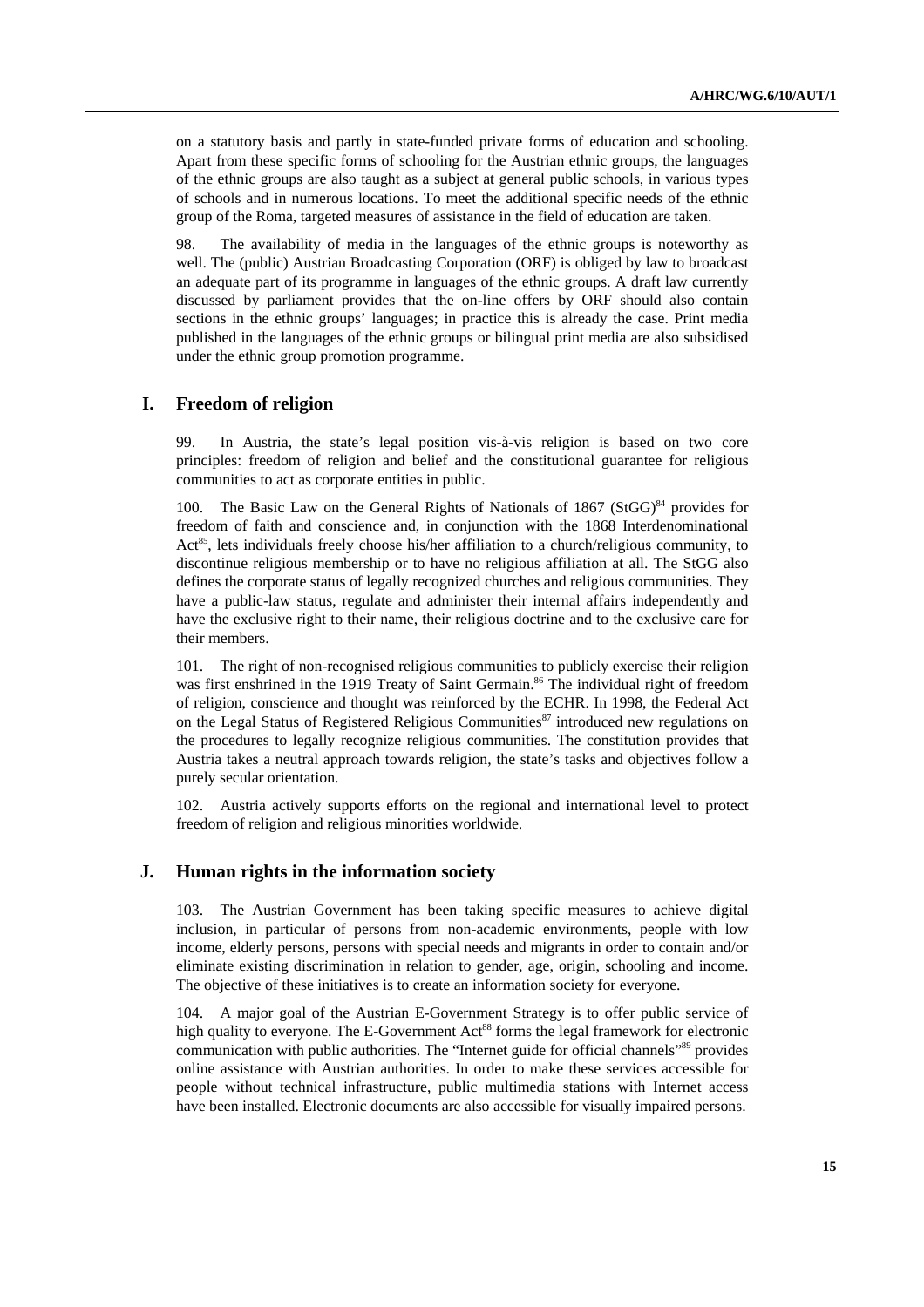on a statutory basis and partly in state-funded private forms of education and schooling. Apart from these specific forms of schooling for the Austrian ethnic groups, the languages of the ethnic groups are also taught as a subject at general public schools, in various types of schools and in numerous locations. To meet the additional specific needs of the ethnic group of the Roma, targeted measures of assistance in the field of education are taken.

98. The availability of media in the languages of the ethnic groups is noteworthy as well. The (public) Austrian Broadcasting Corporation (ORF) is obliged by law to broadcast an adequate part of its programme in languages of the ethnic groups. A draft law currently discussed by parliament provides that the on-line offers by ORF should also contain sections in the ethnic groups' languages; in practice this is already the case. Print media published in the languages of the ethnic groups or bilingual print media are also subsidised under the ethnic group promotion programme.

## I. Freedom of religion

99. In Austria, the state's legal position vis-à-vis religion is based on two core principles: freedom of religion and belief and the constitutional guarantee for religious communities to act as corporate entities in public.

100. The Basic Law on the General Rights of Nationals of 1867 (StGG)[84] provides for freedom of faith and conscience and, in conjunction with the 1868 Interdenominational Act[85], lets individuals freely choose his/her affiliation to a church/religious community, to discontinue religious membership or to have no religious affiliation at all. The StGG also defines the corporate status of legally recognized churches and religious communities. They have a public-law status, regulate and administer their internal affairs independently and have the exclusive right to their name, their religious doctrine and to the exclusive care for their members.

101. The right of non-recognised religious communities to publicly exercise their religion was first enshrined in the 1919 Treaty of Saint Germain.[86] The individual right of freedom of religion, conscience and thought was reinforced by the ECHR. In 1998, the Federal Act on the Legal Status of Registered Religious Communities[87] introduced new regulations on the procedures to legally recognize religious communities. The constitution provides that Austria takes a neutral approach towards religion, the state's tasks and objectives follow a purely secular orientation.

102. Austria actively supports efforts on the regional and international level to protect freedom of religion and religious minorities worldwide.

## J. Human rights in the information society

103. The Austrian Government has been taking specific measures to achieve digital inclusion, in particular of persons from non-academic environments, people with low income, elderly persons, persons with special needs and migrants in order to contain and/or eliminate existing discrimination in relation to gender, age, origin, schooling and income. The objective of these initiatives is to create an information society for everyone.

104. A major goal of the Austrian E-Government Strategy is to offer public service of high quality to everyone. The E-Government Act[88] forms the legal framework for electronic communication with public authorities. The "Internet guide for official channels"[89] provides online assistance with Austrian authorities. In order to make these services accessible for people without technical infrastructure, public multimedia stations with Internet access have been installed. Electronic documents are also accessible for visually impaired persons.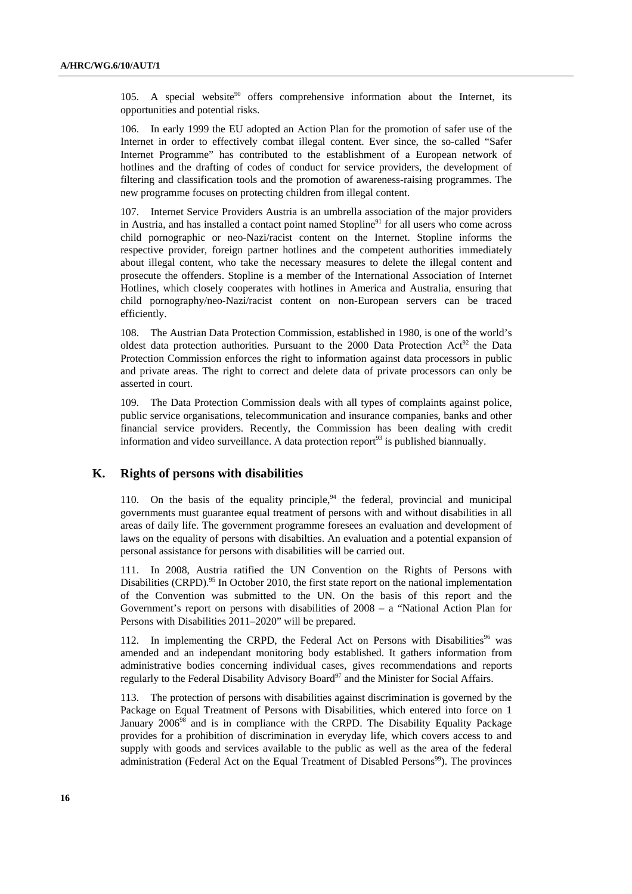105. A special website[90] offers comprehensive information about the Internet, its opportunities and potential risks.

106. In early 1999 the EU adopted an Action Plan for the promotion of safer use of the Internet in order to effectively combat illegal content. Ever since, the so-called "Safer Internet Programme" has contributed to the establishment of a European network of hotlines and the drafting of codes of conduct for service providers, the development of filtering and classification tools and the promotion of awareness-raising programmes. The new programme focuses on protecting children from illegal content.

107. Internet Service Providers Austria is an umbrella association of the major providers in Austria, and has installed a contact point named Stopline[91] for all users who come across child pornographic or neo-Nazi/racist content on the Internet. Stopline informs the respective provider, foreign partner hotlines and the competent authorities immediately about illegal content, who take the necessary measures to delete the illegal content and prosecute the offenders. Stopline is a member of the International Association of Internet Hotlines, which closely cooperates with hotlines in America and Australia, ensuring that child pornography/neo-Nazi/racist content on non-European servers can be traced efficiently.

108. The Austrian Data Protection Commission, established in 1980, is one of the world's oldest data protection authorities. Pursuant to the 2000 Data Protection Act[92] the Data Protection Commission enforces the right to information against data processors in public and private areas. The right to correct and delete data of private processors can only be asserted in court.

109. The Data Protection Commission deals with all types of complaints against police, public service organisations, telecommunication and insurance companies, banks and other financial service providers. Recently, the Commission has been dealing with credit information and video surveillance. A data protection report[93] is published biannually.

## K. Rights of persons with disabilities

110. On the basis of the equality principle,[94] the federal, provincial and municipal governments must guarantee equal treatment of persons with and without disabilities in all areas of daily life. The government programme foresees an evaluation and development of laws on the equality of persons with disabilties. An evaluation and a potential expansion of personal assistance for persons with disabilities will be carried out.

111. In 2008, Austria ratified the UN Convention on the Rights of Persons with Disabilities (CRPD).[95] In October 2010, the first state report on the national implementation of the Convention was submitted to the UN. On the basis of this report and the Government's report on persons with disabilities of 2008 – a "National Action Plan for Persons with Disabilities 2011–2020" will be prepared.

112. In implementing the CRPD, the Federal Act on Persons with Disabilities[96] was amended and an independant monitoring body established. It gathers information from administrative bodies concerning individual cases, gives recommendations and reports regularly to the Federal Disability Advisory Board[97] and the Minister for Social Affairs.

113. The protection of persons with disabilities against discrimination is governed by the Package on Equal Treatment of Persons with Disabilities, which entered into force on 1 January 2006[98] and is in compliance with the CRPD. The Disability Equality Package provides for a prohibition of discrimination in everyday life, which covers access to and supply with goods and services available to the public as well as the area of the federal administration (Federal Act on the Equal Treatment of Disabled Persons[99]). The provinces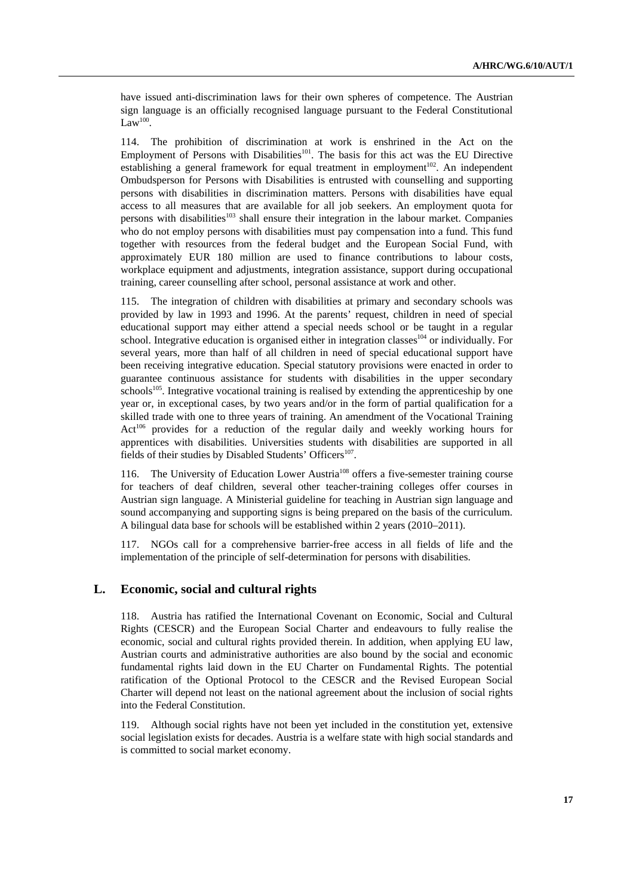have issued anti-discrimination laws for their own spheres of competence. The Austrian sign language is an officially recognised language pursuant to the Federal Constitutional Law[100].

114. The prohibition of discrimination at work is enshrined in the Act on the Employment of Persons with Disabilities[101]. The basis for this act was the EU Directive establishing a general framework for equal treatment in employment[102]. An independent Ombudsperson for Persons with Disabilities is entrusted with counselling and supporting persons with disabilities in discrimination matters. Persons with disabilities have equal access to all measures that are available for all job seekers. An employment quota for persons with disabilities[103] shall ensure their integration in the labour market. Companies who do not employ persons with disabilities must pay compensation into a fund. This fund together with resources from the federal budget and the European Social Fund, with approximately EUR 180 million are used to finance contributions to labour costs, workplace equipment and adjustments, integration assistance, support during occupational training, career counselling after school, personal assistance at work and other.

115. The integration of children with disabilities at primary and secondary schools was provided by law in 1993 and 1996. At the parents' request, children in need of special educational support may either attend a special needs school or be taught in a regular school. Integrative education is organised either in integration classes[104] or individually. For several years, more than half of all children in need of special educational support have been receiving integrative education. Special statutory provisions were enacted in order to guarantee continuous assistance for students with disabilities in the upper secondary schools[105]. Integrative vocational training is realised by extending the apprenticeship by one year or, in exceptional cases, by two years and/or in the form of partial qualification for a skilled trade with one to three years of training. An amendment of the Vocational Training Act[106] provides for a reduction of the regular daily and weekly working hours for apprentices with disabilities. Universities students with disabilities are supported in all fields of their studies by Disabled Students' Officers[107].

116. The University of Education Lower Austria[108] offers a five-semester training course for teachers of deaf children, several other teacher-training colleges offer courses in Austrian sign language. A Ministerial guideline for teaching in Austrian sign language and sound accompanying and supporting signs is being prepared on the basis of the curriculum. A bilingual data base for schools will be established within 2 years (2010–2011).

117. NGOs call for a comprehensive barrier-free access in all fields of life and the implementation of the principle of self-determination for persons with disabilities.

## L. Economic, social and cultural rights

118. Austria has ratified the International Covenant on Economic, Social and Cultural Rights (CESCR) and the European Social Charter and endeavours to fully realise the economic, social and cultural rights provided therein. In addition, when applying EU law, Austrian courts and administrative authorities are also bound by the social and economic fundamental rights laid down in the EU Charter on Fundamental Rights. The potential ratification of the Optional Protocol to the CESCR and the Revised European Social Charter will depend not least on the national agreement about the inclusion of social rights into the Federal Constitution.

119. Although social rights have not been yet included in the constitution yet, extensive social legislation exists for decades. Austria is a welfare state with high social standards and is committed to social market economy.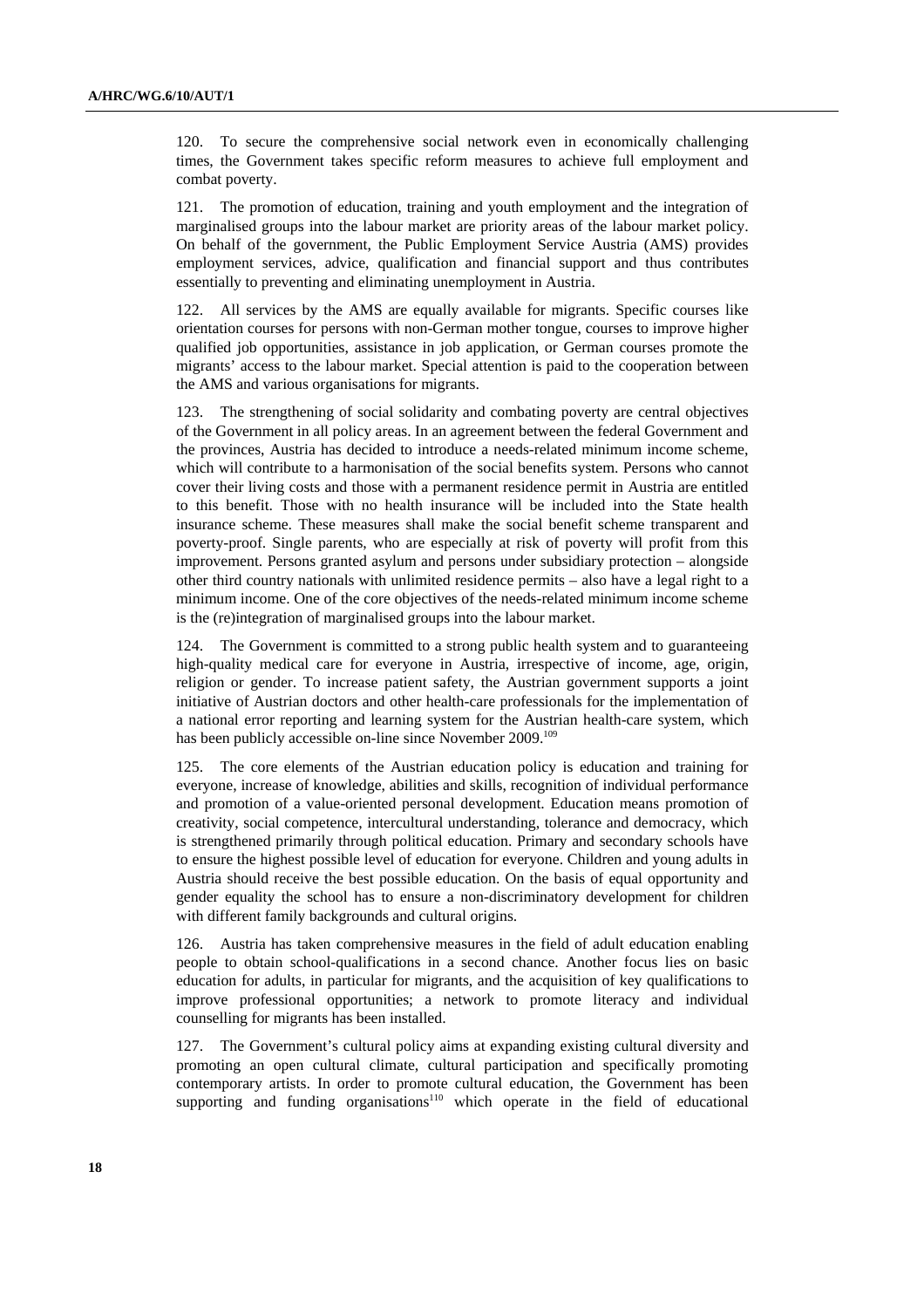120. To secure the comprehensive social network even in economically challenging times, the Government takes specific reform measures to achieve full employment and combat poverty.

121. The promotion of education, training and youth employment and the integration of marginalised groups into the labour market are priority areas of the labour market policy. On behalf of the government, the Public Employment Service Austria (AMS) provides employment services, advice, qualification and financial support and thus contributes essentially to preventing and eliminating unemployment in Austria.

122. All services by the AMS are equally available for migrants. Specific courses like orientation courses for persons with non-German mother tongue, courses to improve higher qualified job opportunities, assistance in job application, or German courses promote the migrants' access to the labour market. Special attention is paid to the cooperation between the AMS and various organisations for migrants.

123. The strengthening of social solidarity and combating poverty are central objectives of the Government in all policy areas. In an agreement between the federal Government and the provinces, Austria has decided to introduce a needs-related minimum income scheme, which will contribute to a harmonisation of the social benefits system. Persons who cannot cover their living costs and those with a permanent residence permit in Austria are entitled to this benefit. Those with no health insurance will be included into the State health insurance scheme. These measures shall make the social benefit scheme transparent and poverty-proof. Single parents, who are especially at risk of poverty will profit from this improvement. Persons granted asylum and persons under subsidiary protection – alongside other third country nationals with unlimited residence permits – also have a legal right to a minimum income. One of the core objectives of the needs-related minimum income scheme is the (re)integration of marginalised groups into the labour market.

124. The Government is committed to a strong public health system and to guaranteeing high-quality medical care for everyone in Austria, irrespective of income, age, origin, religion or gender. To increase patient safety, the Austrian government supports a joint initiative of Austrian doctors and other health-care professionals for the implementation of a national error reporting and learning system for the Austrian health-care system, which has been publicly accessible on-line since November 2009.[109]

125. The core elements of the Austrian education policy is education and training for everyone, increase of knowledge, abilities and skills, recognition of individual performance and promotion of a value-oriented personal development. Education means promotion of creativity, social competence, intercultural understanding, tolerance and democracy, which is strengthened primarily through political education. Primary and secondary schools have to ensure the highest possible level of education for everyone. Children and young adults in Austria should receive the best possible education. On the basis of equal opportunity and gender equality the school has to ensure a non-discriminatory development for children with different family backgrounds and cultural origins.

126. Austria has taken comprehensive measures in the field of adult education enabling people to obtain school-qualifications in a second chance. Another focus lies on basic education for adults, in particular for migrants, and the acquisition of key qualifications to improve professional opportunities; a network to promote literacy and individual counselling for migrants has been installed.

127. The Government's cultural policy aims at expanding existing cultural diversity and promoting an open cultural climate, cultural participation and specifically promoting contemporary artists. In order to promote cultural education, the Government has been supporting and funding organisations[110] which operate in the field of educational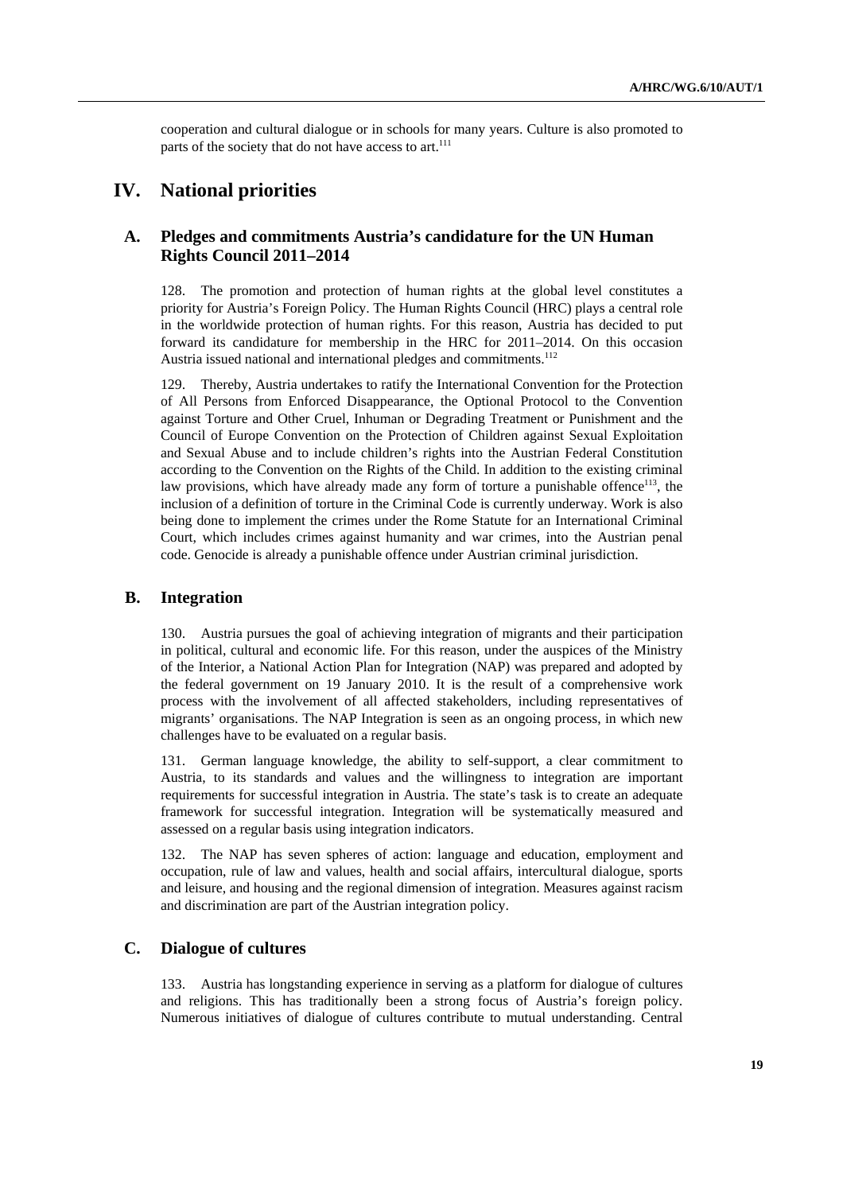cooperation and cultural dialogue or in schools for many years. Culture is also promoted to parts of the society that do not have access to art.[111]

# IV. National priorities

## A. Pledges and commitments Austria's candidature for the UN Human Rights Council 2011–2014

128. The promotion and protection of human rights at the global level constitutes a priority for Austria's Foreign Policy. The Human Rights Council (HRC) plays a central role in the worldwide protection of human rights. For this reason, Austria has decided to put forward its candidature for membership in the HRC for 2011–2014. On this occasion Austria issued national and international pledges and commitments.[112]

129. Thereby, Austria undertakes to ratify the International Convention for the Protection of All Persons from Enforced Disappearance, the Optional Protocol to the Convention against Torture and Other Cruel, Inhuman or Degrading Treatment or Punishment and the Council of Europe Convention on the Protection of Children against Sexual Exploitation and Sexual Abuse and to include children's rights into the Austrian Federal Constitution according to the Convention on the Rights of the Child. In addition to the existing criminal law provisions, which have already made any form of torture a punishable offence[113], the inclusion of a definition of torture in the Criminal Code is currently underway. Work is also being done to implement the crimes under the Rome Statute for an International Criminal Court, which includes crimes against humanity and war crimes, into the Austrian penal code. Genocide is already a punishable offence under Austrian criminal jurisdiction.

## B. Integration

130. Austria pursues the goal of achieving integration of migrants and their participation in political, cultural and economic life. For this reason, under the auspices of the Ministry of the Interior, a National Action Plan for Integration (NAP) was prepared and adopted by the federal government on 19 January 2010. It is the result of a comprehensive work process with the involvement of all affected stakeholders, including representatives of migrants' organisations. The NAP Integration is seen as an ongoing process, in which new challenges have to be evaluated on a regular basis.

131. German language knowledge, the ability to self-support, a clear commitment to Austria, to its standards and values and the willingness to integration are important requirements for successful integration in Austria. The state's task is to create an adequate framework for successful integration. Integration will be systematically measured and assessed on a regular basis using integration indicators.

132. The NAP has seven spheres of action: language and education, employment and occupation, rule of law and values, health and social affairs, intercultural dialogue, sports and leisure, and housing and the regional dimension of integration. Measures against racism and discrimination are part of the Austrian integration policy.

## C. Dialogue of cultures

133. Austria has longstanding experience in serving as a platform for dialogue of cultures and religions. This has traditionally been a strong focus of Austria's foreign policy. Numerous initiatives of dialogue of cultures contribute to mutual understanding. Central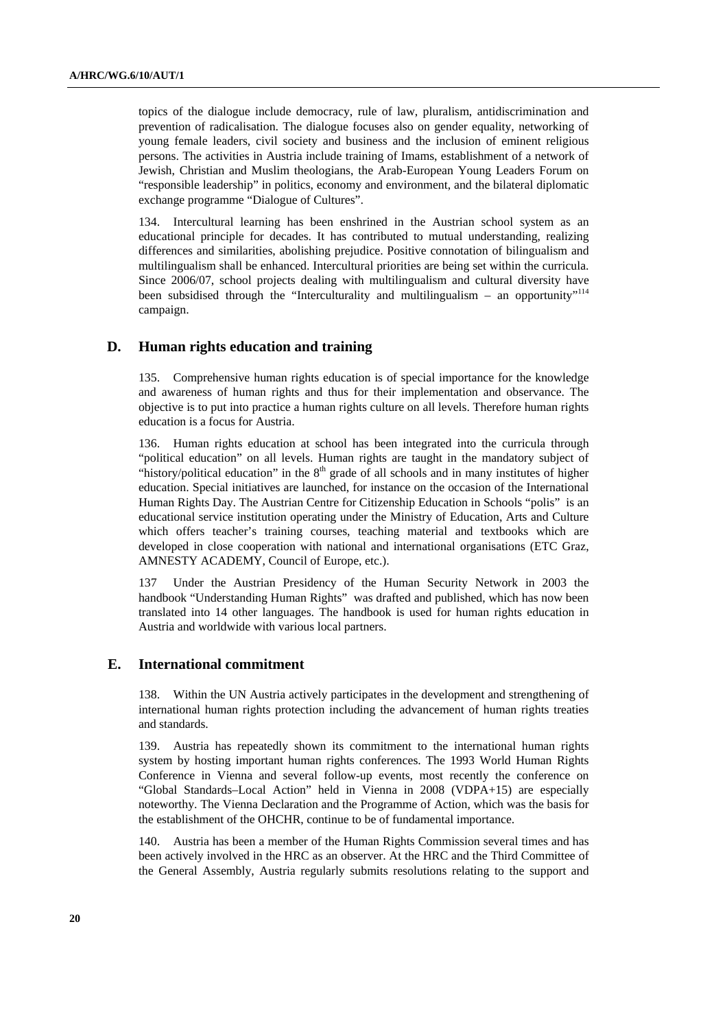topics of the dialogue include democracy, rule of law, pluralism, antidiscrimination and prevention of radicalisation. The dialogue focuses also on gender equality, networking of young female leaders, civil society and business and the inclusion of eminent religious persons. The activities in Austria include training of Imams, establishment of a network of Jewish, Christian and Muslim theologians, the Arab-European Young Leaders Forum on "responsible leadership" in politics, economy and environment, and the bilateral diplomatic exchange programme "Dialogue of Cultures".

134. Intercultural learning has been enshrined in the Austrian school system as an educational principle for decades. It has contributed to mutual understanding, realizing differences and similarities, abolishing prejudice. Positive connotation of bilingualism and multilingualism shall be enhanced. Intercultural priorities are being set within the curricula. Since 2006/07, school projects dealing with multilingualism and cultural diversity have been subsidised through the "Interculturality and multilingualism – an opportunity"[114] campaign.

## D. Human rights education and training

135. Comprehensive human rights education is of special importance for the knowledge and awareness of human rights and thus for their implementation and observance. The objective is to put into practice a human rights culture on all levels. Therefore human rights education is a focus for Austria.

136. Human rights education at school has been integrated into the curricula through "political education" on all levels. Human rights are taught in the mandatory subject of "history/political education" in the 8th grade of all schools and in many institutes of higher education. Special initiatives are launched, for instance on the occasion of the International Human Rights Day. The Austrian Centre for Citizenship Education in Schools "polis" is an educational service institution operating under the Ministry of Education, Arts and Culture which offers teacher's training courses, teaching material and textbooks which are developed in close cooperation with national and international organisations (ETC Graz, AMNESTY ACADEMY, Council of Europe, etc.).

137 Under the Austrian Presidency of the Human Security Network in 2003 the handbook "Understanding Human Rights" was drafted and published, which has now been translated into 14 other languages. The handbook is used for human rights education in Austria and worldwide with various local partners.

## E. International commitment

138. Within the UN Austria actively participates in the development and strengthening of international human rights protection including the advancement of human rights treaties and standards.

139. Austria has repeatedly shown its commitment to the international human rights system by hosting important human rights conferences. The 1993 World Human Rights Conference in Vienna and several follow-up events, most recently the conference on "Global Standards–Local Action" held in Vienna in 2008 (VDPA+15) are especially noteworthy. The Vienna Declaration and the Programme of Action, which was the basis for the establishment of the OHCHR, continue to be of fundamental importance.

140. Austria has been a member of the Human Rights Commission several times and has been actively involved in the HRC as an observer. At the HRC and the Third Committee of the General Assembly, Austria regularly submits resolutions relating to the support and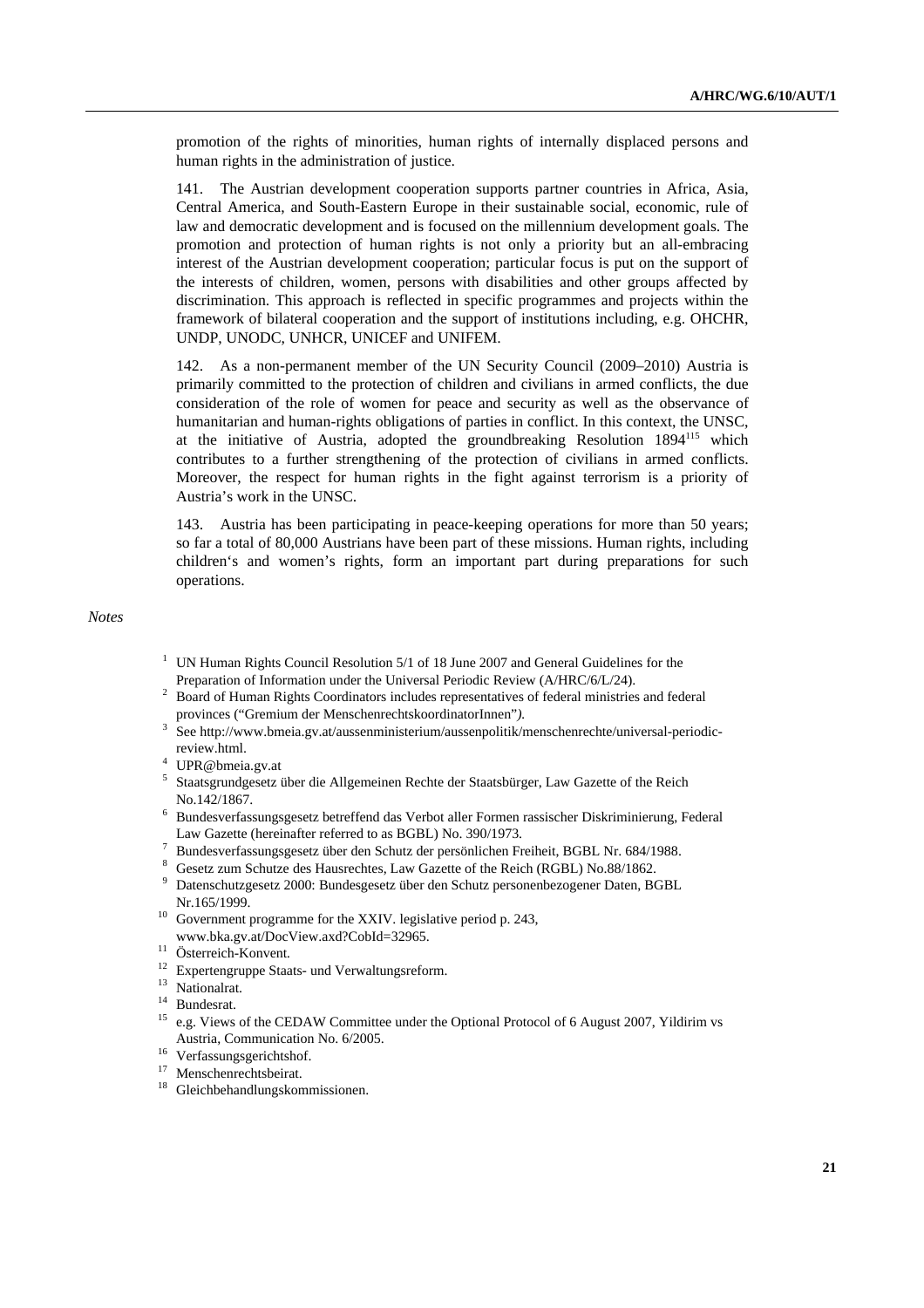promotion of the rights of minorities, human rights of internally displaced persons and human rights in the administration of justice.

141. The Austrian development cooperation supports partner countries in Africa, Asia, Central America, and South-Eastern Europe in their sustainable social, economic, rule of law and democratic development and is focused on the millennium development goals. The promotion and protection of human rights is not only a priority but an all-embracing interest of the Austrian development cooperation; particular focus is put on the support of the interests of children, women, persons with disabilities and other groups affected by discrimination. This approach is reflected in specific programmes and projects within the framework of bilateral cooperation and the support of institutions including, e.g. OHCHR, UNDP, UNODC, UNHCR, UNICEF and UNIFEM.

142. As a non-permanent member of the UN Security Council (2009–2010) Austria is primarily committed to the protection of children and civilians in armed conflicts, the due consideration of the role of women for peace and security as well as the observance of humanitarian and human-rights obligations of parties in conflict. In this context, the UNSC, at the initiative of Austria, adopted the groundbreaking Resolution 1894[115] which contributes to a further strengthening of the protection of civilians in armed conflicts. Moreover, the respect for human rights in the fight against terrorism is a priority of Austria's work in the UNSC.

143. Austria has been participating in peace-keeping operations for more than 50 years; so far a total of 80,000 Austrians have been part of these missions. Human rights, including children's and women's rights, form an important part during preparations for such operations.

*Notes*

1. UN Human Rights Council Resolution 5/1 of 18 June 2007 and General Guidelines for the Preparation of Information under the Universal Periodic Review (A/HRC/6/L/24).
2. Board of Human Rights Coordinators includes representatives of federal ministries and federal provinces ("Gremium der MenschenrechtskoordinatorInnen").
3. See http://www.bmeia.gv.at/aussenministerium/aussenpolitik/menschenrechte/universal-periodic-review.html.
4. UPR@bmeia.gv.at
5. Staatsgrundgesetz über die Allgemeinen Rechte der Staatsbürger, Law Gazette of the Reich No.142/1867.
6. Bundesverfassungsgesetz betreffend das Verbot aller Formen rassischer Diskriminierung, Federal Law Gazette (hereinafter referred to as BGBL) No. 390/1973.
7. Bundesverfassungsgesetz über den Schutz der persönlichen Freiheit, BGBL Nr. 684/1988.
8. Gesetz zum Schutze des Hausrechtes, Law Gazette of the Reich (RGBL) No.88/1862.
9. Datenschutzgesetz 2000: Bundesgesetz über den Schutz personenbezogener Daten, BGBL Nr.165/1999.
10. Government programme for the XXIV. legislative period p. 243, www.bka.gv.at/DocView.axd?CobId=32965.
11. Österreich-Konvent.
12. Expertengruppe Staats- und Verwaltungsreform.
13. Nationalrat.
14. Bundesrat.
15. e.g. Views of the CEDAW Committee under the Optional Protocol of 6 August 2007, Yildirim vs Austria, Communication No. 6/2005.
16. Verfassungsgerichtshof.
17. Menschenrechtsbeirat.
18. Gleichbehandlungskommissionen.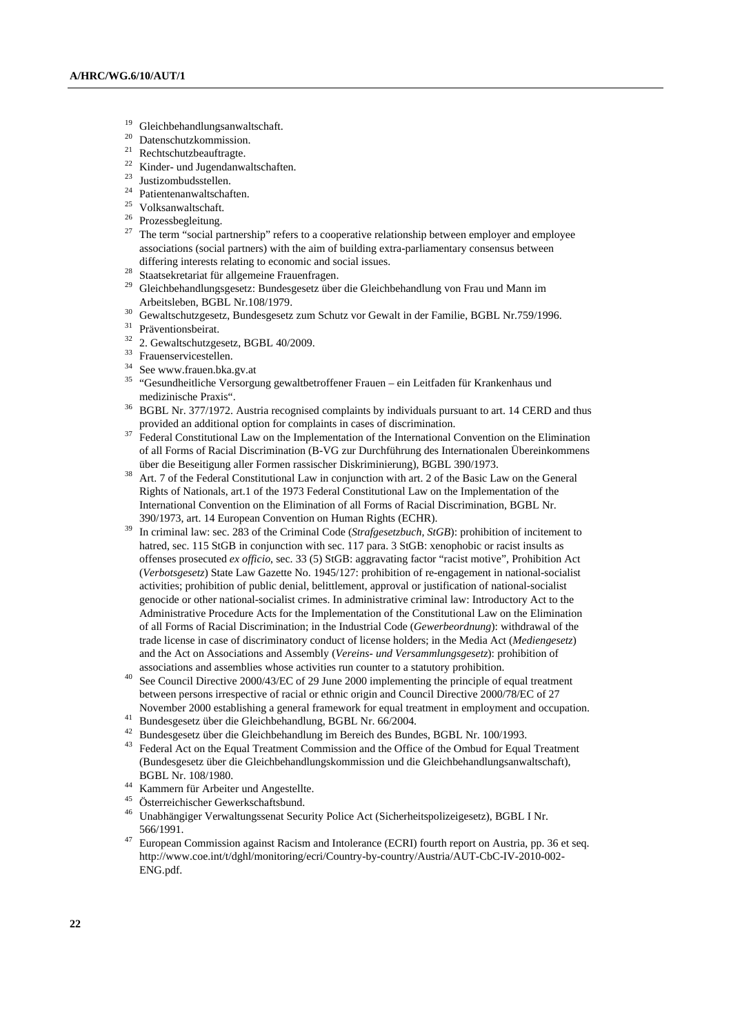[19] Gleichbehandlungsanwaltschaft.

[20] Datenschutzkommission.

[21] Rechtschutzbeauftragte.

[22] Kinder- und Jugendanwaltschaften.

[23] Justizombudsstellen.

[24] Patientenanwaltschaften.

[25] Volksanwaltschaft.

[26] Prozessbegleitung.

[27] The term "social partnership" refers to a cooperative relationship between employer and employee associations (social partners) with the aim of building extra-parliamentary consensus between differing interests relating to economic and social issues.

[28] Staatsekretariat für allgemeine Frauenfragen.

[29] Gleichbehandlungsgesetz: Bundesgesetz über die Gleichbehandlung von Frau und Mann im Arbeitsleben, BGBL Nr.108/1979.

[30] Gewaltschutzgesetz, Bundesgesetz zum Schutz vor Gewalt in der Familie, BGBL Nr.759/1996.

[31] Präventionsbeirat.

[32] 2. Gewaltschutzgesetz, BGBL 40/2009.

[33] Frauenservicestellen.

[34] See www.frauen.bka.gv.at

[35] "Gesundheitliche Versorgung gewaltbetroffener Frauen – ein Leitfaden für Krankenhaus und medizinische Praxis".

[36] BGBL Nr. 377/1972. Austria recognised complaints by individuals pursuant to art. 14 CERD and thus provided an additional option for complaints in cases of discrimination.

[37] Federal Constitutional Law on the Implementation of the International Convention on the Elimination of all Forms of Racial Discrimination (B-VG zur Durchführung des Internationalen Übereinkommens über die Beseitigung aller Formen rassischer Diskriminierung), BGBL 390/1973.

[38] Art. 7 of the Federal Constitutional Law in conjunction with art. 2 of the Basic Law on the General Rights of Nationals, art.1 of the 1973 Federal Constitutional Law on the Implementation of the International Convention on the Elimination of all Forms of Racial Discrimination, BGBL Nr. 390/1973, art. 14 European Convention on Human Rights (ECHR).

[39] In criminal law: sec. 283 of the Criminal Code (*Strafgesetzbuch, StGB*): prohibition of incitement to hatred, sec. 115 StGB in conjunction with sec. 117 para. 3 StGB: xenophobic or racist insults as offenses prosecuted *ex officio*, sec. 33 (5) StGB: aggravating factor "racist motive", Prohibition Act (*Verbotsgesetz*) State Law Gazette No. 1945/127: prohibition of re-engagement in national-socialist activities; prohibition of public denial, belittlement, approval or justification of national-socialist genocide or other national-socialist crimes. In administrative criminal law: Introductory Act to the Administrative Procedure Acts for the Implementation of the Constitutional Law on the Elimination of all Forms of Racial Discrimination; in the Industrial Code (*Gewerbeordnung*): withdrawal of the trade license in case of discriminatory conduct of license holders; in the Media Act (*Mediengesetz*) and the Act on Associations and Assembly (*Vereins- und Versammlungsgesetz*): prohibition of associations and assemblies whose activities run counter to a statutory prohibition.

[40] See Council Directive 2000/43/EC of 29 June 2000 implementing the principle of equal treatment between persons irrespective of racial or ethnic origin and Council Directive 2000/78/EC of 27 November 2000 establishing a general framework for equal treatment in employment and occupation.

[41] Bundesgesetz über die Gleichbehandlung, BGBL Nr. 66/2004.

[42] Bundesgesetz über die Gleichbehandlung im Bereich des Bundes, BGBL Nr. 100/1993.

[43] Federal Act on the Equal Treatment Commission and the Office of the Ombud for Equal Treatment (Bundesgesetz über die Gleichbehandlungskommission und die Gleichbehandlungsanwaltschaft), BGBL Nr. 108/1980.

[44] Kammern für Arbeiter und Angestellte.

[45] Österreichischer Gewerkschaftsbund.

[46] Unabhängiger Verwaltungssenat Security Police Act (Sicherheitspolizeigesetz), BGBL I Nr. 566/1991.

[47] European Commission against Racism and Intolerance (ECRI) fourth report on Austria, pp. 36 et seq. http://www.coe.int/t/dghl/monitoring/ecri/Country-by-country/Austria/AUT-CbC-IV-2010-002-ENG.pdf.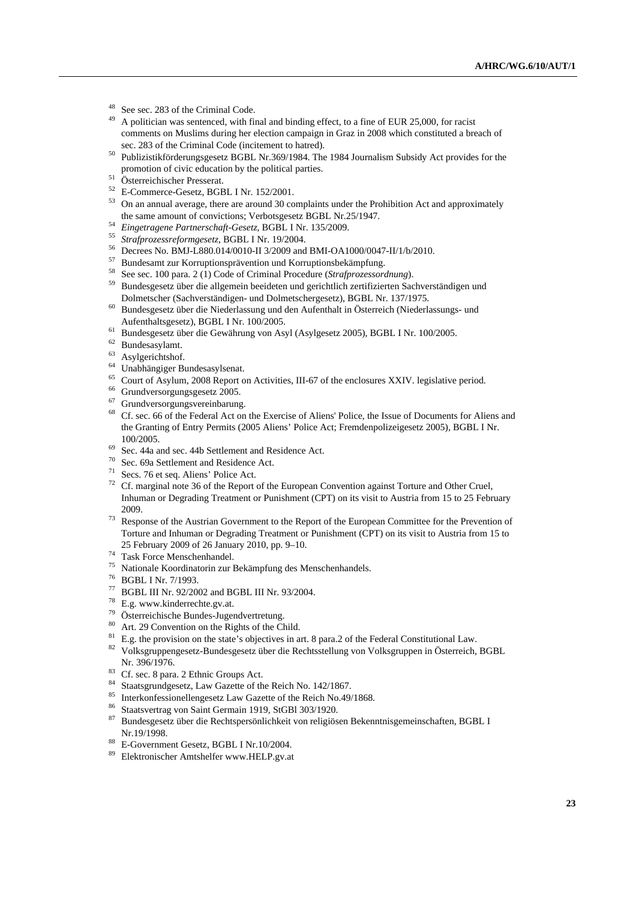[48] See sec. 283 of the Criminal Code.

[49] A politician was sentenced, with final and binding effect, to a fine of EUR 25,000, for racist comments on Muslims during her election campaign in Graz in 2008 which constituted a breach of sec. 283 of the Criminal Code (incitement to hatred).

[50] Publizistikförderungsgesetz BGBL Nr.369/1984. The 1984 Journalism Subsidy Act provides for the promotion of civic education by the political parties.

[51] Österreichischer Presserat.

[52] E-Commerce-Gesetz, BGBL I Nr. 152/2001.

[53] On an annual average, there are around 30 complaints under the Prohibition Act and approximately the same amount of convictions; Verbotsgesetz BGBL Nr.25/1947.

[54] *Eingetragene Partnerschaft-Gesetz*, BGBL I Nr. 135/2009.

[55] *Strafprozessreformgesetz*, BGBL I Nr. 19/2004.

[56] Decrees No. BMJ-L880.014/0010-II 3/2009 and BMI-OA1000/0047-II/1/b/2010.

[57] Bundesamt zur Korruptionsprävention und Korruptionsbekämpfung.

[58] See sec. 100 para. 2 (1) Code of Criminal Procedure (*Strafprozessordnung*).

[59] Bundesgesetz über die allgemein beeideten und gerichtlich zertifizierten Sachverständigen und Dolmetscher (Sachverständigen- und Dolmetschergesetz), BGBL Nr. 137/1975.

[60] Bundesgesetz über die Niederlassung und den Aufenthalt in Österreich (Niederlassungs- und Aufenthaltsgesetz), BGBL I Nr. 100/2005.

[61] Bundesgesetz über die Gewährung von Asyl (Asylgesetz 2005), BGBL I Nr. 100/2005.

[62] Bundesasylamt.

[63] Asylgerichtshof.

[64] Unabhängiger Bundesasylsenat.

[65] Court of Asylum, 2008 Report on Activities, III-67 of the enclosures XXIV. legislative period.

[66] Grundversorgungsgesetz 2005.

[67] Grundversorgungsvereinbarung.

[68] Cf. sec. 66 of the Federal Act on the Exercise of Aliens' Police, the Issue of Documents for Aliens and the Granting of Entry Permits (2005 Aliens' Police Act; Fremdenpolizeigesetz 2005), BGBL I Nr. 100/2005.

[69] Sec. 44a and sec. 44b Settlement and Residence Act.

[70] Sec. 69a Settlement and Residence Act.

[71] Secs. 76 et seq. Aliens' Police Act.

[72] Cf. marginal note 36 of the Report of the European Convention against Torture and Other Cruel, Inhuman or Degrading Treatment or Punishment (CPT) on its visit to Austria from 15 to 25 February 2009.

[73] Response of the Austrian Government to the Report of the European Committee for the Prevention of Torture and Inhuman or Degrading Treatment or Punishment (CPT) on its visit to Austria from 15 to 25 February 2009 of 26 January 2010, pp. 9–10.

[74] Task Force Menschenhandel.

[75] Nationale Koordinatorin zur Bekämpfung des Menschenhandels.

[76] BGBL I Nr. 7/1993.

[77] BGBL III Nr. 92/2002 and BGBL III Nr. 93/2004.

[78] E.g. www.kinderrechte.gv.at.

[79] Österreichische Bundes-Jugendvertretung.

[80] Art. 29 Convention on the Rights of the Child.

[81] E.g. the provision on the state's objectives in art. 8 para.2 of the Federal Constitutional Law.

[82] Volksgruppengesetz-Bundesgesetz über die Rechtsstellung von Volksgruppen in Österreich, BGBL Nr. 396/1976.

[83] Cf. sec. 8 para. 2 Ethnic Groups Act.

[84] Staatsgrundgesetz, Law Gazette of the Reich No. 142/1867.

[85] Interkonfessionellengesetz Law Gazette of the Reich No.49/1868.

[86] Staatsvertrag von Saint Germain 1919, StGBl 303/1920.

[87] Bundesgesetz über die Rechtspersönlichkeit von religiösen Bekenntnisgemeinschaften, BGBL I Nr.19/1998.

[88] E-Government Gesetz, BGBL I Nr.10/2004.

[89] Elektronischer Amtshelfer www.HELP.gv.at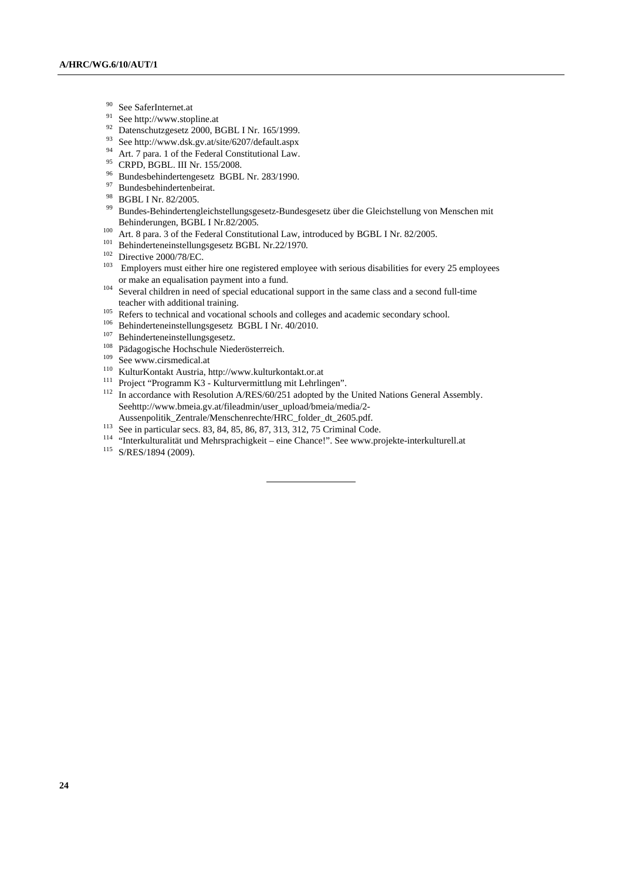[90] See SaferInternet.at

[91] See http://www.stopline.at

[92] Datenschutzgesetz 2000, BGBL I Nr. 165/1999.

[93] See http://www.dsk.gv.at/site/6207/default.aspx

[94] Art. 7 para. 1 of the Federal Constitutional Law.

[95] CRPD, BGBL. III Nr. 155/2008.

[96] Bundesbehindertengesetz BGBL Nr. 283/1990.

[97] Bundesbehindertenbeirat.

[98] BGBL I Nr. 82/2005.

[99] Bundes-Behindertengleichstellungsgesetz-Bundesgesetz über die Gleichstellung von Menschen mit Behinderungen, BGBL I Nr.82/2005.

[100] Art. 8 para. 3 of the Federal Constitutional Law, introduced by BGBL I Nr. 82/2005.

[101] Behinderteneinstellungsgesetz BGBL Nr.22/1970.

[102] Directive 2000/78/EC.

[103] Employers must either hire one registered employee with serious disabilities for every 25 employees or make an equalisation payment into a fund.

[104] Several children in need of special educational support in the same class and a second full-time teacher with additional training.

[105] Refers to technical and vocational schools and colleges and academic secondary school.

[106] Behinderteneinstellungsgesetz BGBL I Nr. 40/2010.

[107] Behinderteneinstellungsgesetz.

[108] Pädagogische Hochschule Niederösterreich.

[109] See www.cirsmedical.at

[110] KulturKontakt Austria, http://www.kulturkontakt.or.at

[111] Project "Programm K3 - Kulturvermittlung mit Lehrlingen".

[112] In accordance with Resolution A/RES/60/251 adopted by the United Nations General Assembly. Seehttp://www.bmeia.gv.at/fileadmin/user_upload/bmeia/media/2-Aussenpolitik_Zentrale/Menschenrechte/HRC_folder_dt_2605.pdf.

[113] See in particular secs. 83, 84, 85, 86, 87, 313, 312, 75 Criminal Code.

[114] "Interkulturalität und Mehrsprachigkeit – eine Chance!". See www.projekte-interkulturell.at

[115] S/RES/1894 (2009).